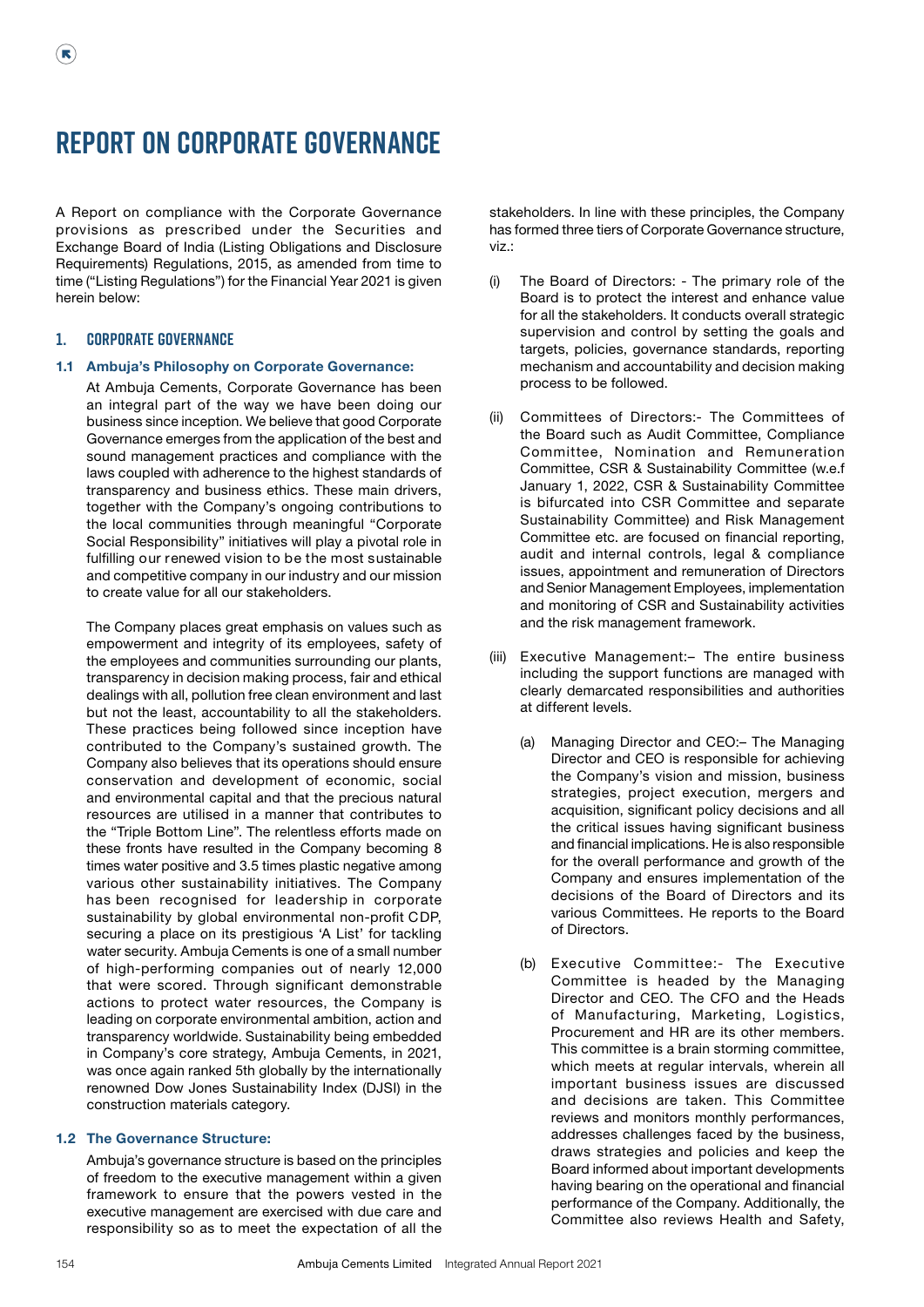# REPORT ON CORPORATE GOVERNANCE

A Report on compliance with the Corporate Governance provisions as prescribed under the Securities and Exchange Board of India (Listing Obligations and Disclosure Requirements) Regulations, 2015, as amended from time to time ("Listing Regulations") for the Financial Year 2021 is given herein below:

## 1. CORPORATE GOVERNANCE

### 1.1 Ambuja's Philosophy on Corporate Governance:

At Ambuja Cements, Corporate Governance has been an integral part of the way we have been doing our business since inception. We believe that good Corporate Governance emerges from the application of the best and sound management practices and compliance with the laws coupled with adherence to the highest standards of transparency and business ethics. These main drivers, together with the Company's ongoing contributions to the local communities through meaningful "Corporate Social Responsibility" initiatives will play a pivotal role in fulfilling our renewed vision to be the most sustainable and competitive company in our industry and our mission to create value for all our stakeholders.

The Company places great emphasis on values such as empowerment and integrity of its employees, safety of the employees and communities surrounding our plants, transparency in decision making process, fair and ethical dealings with all, pollution free clean environment and last but not the least, accountability to all the stakeholders. These practices being followed since inception have contributed to the Company's sustained growth. The Company also believes that its operations should ensure conservation and development of economic, social and environmental capital and that the precious natural resources are utilised in a manner that contributes to the "Triple Bottom Line". The relentless efforts made on these fronts have resulted in the Company becoming 8 times water positive and 3.5 times plastic negative among various other sustainability initiatives. The Company has been recognised for leadership in corporate sustainability by global environmental non-profit CDP, securing a place on its prestigious 'A List' for tackling water security. Ambuja Cements is one of a small number of high-performing companies out of nearly 12,000 that were scored. Through significant demonstrable actions to protect water resources, the Company is leading on corporate environmental ambition, action and transparency worldwide. Sustainability being embedded in Company's core strategy, Ambuja Cements, in 2021, was once again ranked 5th globally by the internationally renowned Dow Jones Sustainability Index (DJSI) in the construction materials category.

### 1.2 The Governance Structure:

Ambuja's governance structure is based on the principles of freedom to the executive management within a given framework to ensure that the powers vested in the executive management are exercised with due care and responsibility so as to meet the expectation of all the stakeholders. In line with these principles, the Company has formed three tiers of Corporate Governance structure, viz.:

(i) The Board of Directors: - The primary role of the Board is to protect the interest and enhance value for all the stakeholders. It conducts overall strategic supervision and control by setting the goals and targets, policies, governance standards, reporting mechanism and accountability and decision making process to be followed.

(ii) Committees of Directors:- The Committees of the Board such as Audit Committee, Compliance Committee, Nomination and Remuneration Committee, CSR & Sustainability Committee (w.e.f January 1, 2022, CSR & Sustainability Committee is bifurcated into CSR Committee and separate Sustainability Committee) and Risk Management Committee etc. are focused on financial reporting, audit and internal controls, legal & compliance issues, appointment and remuneration of Directors and Senior Management Employees, implementation and monitoring of CSR and Sustainability activities and the risk management framework.

(iii) Executive Management:– The entire business including the support functions are managed with clearly demarcated responsibilities and authorities at different levels.

(a) Managing Director and CEO:– The Managing Director and CEO is responsible for achieving the Company's vision and mission, business strategies, project execution, mergers and acquisition, significant policy decisions and all the critical issues having significant business and financial implications. He is also responsible for the overall performance and growth of the Company and ensures implementation of the decisions of the Board of Directors and its various Committees. He reports to the Board of Directors.

(b) Executive Committee:- The Executive Committee is headed by the Managing Director and CEO. The CFO and the Heads of Manufacturing, Marketing, Logistics, Procurement and HR are its other members. This committee is a brain storming committee, which meets at regular intervals, wherein all important business issues are discussed and decisions are taken. This Committee reviews and monitors monthly performances, addresses challenges faced by the business, draws strategies and policies and keep the Board informed about important developments having bearing on the operational and financial performance of the Company. Additionally, the Committee also reviews Health and Safety,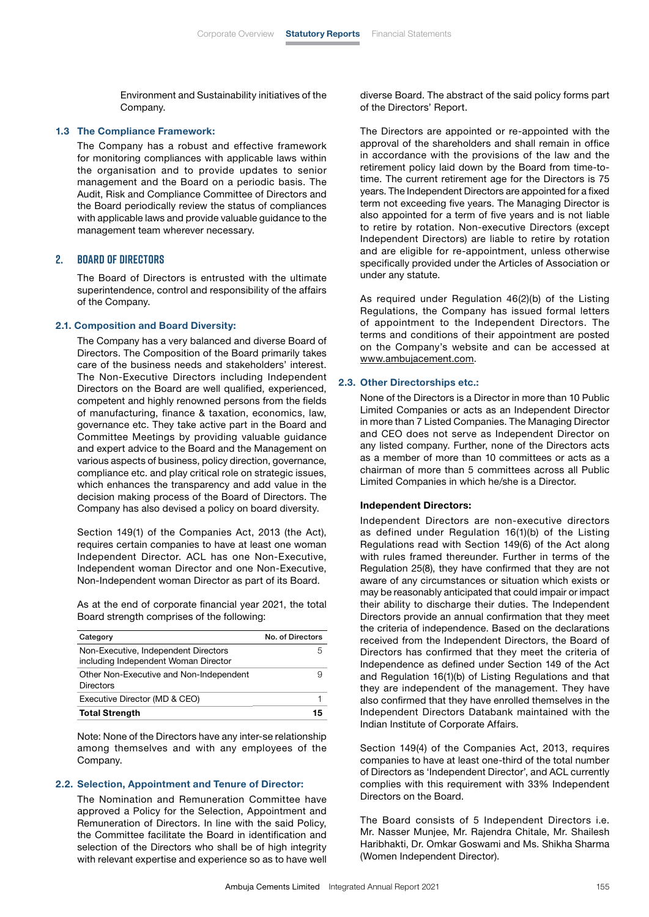Environment and Sustainability initiatives of the Company.

### 1.3 The Compliance Framework:

The Company has a robust and effective framework for monitoring compliances with applicable laws within the organisation and to provide updates to senior management and the Board on a periodic basis. The Audit, Risk and Compliance Committee of Directors and the Board periodically review the status of compliances with applicable laws and provide valuable guidance to the management team wherever necessary.

## 2. BOARD OF DIRECTORS

The Board of Directors is entrusted with the ultimate superintendence, control and responsibility of the affairs of the Company.

### 2.1. Composition and Board Diversity:

The Company has a very balanced and diverse Board of Directors. The Composition of the Board primarily takes care of the business needs and stakeholders' interest. The Non-Executive Directors including Independent Directors on the Board are well qualified, experienced, competent and highly renowned persons from the fields of manufacturing, finance & taxation, economics, law, governance etc. They take active part in the Board and Committee Meetings by providing valuable guidance and expert advice to the Board and the Management on various aspects of business, policy direction, governance, compliance etc. and play critical role on strategic issues, which enhances the transparency and add value in the decision making process of the Board of Directors. The Company has also devised a policy on board diversity.

Section 149(1) of the Companies Act, 2013 (the Act), requires certain companies to have at least one woman Independent Director. ACL has one Non-Executive, Independent woman Director and one Non-Executive, Non-Independent woman Director as part of its Board.

As at the end of corporate financial year 2021, the total Board strength comprises of the following:

| Category | No. of Directors |
|---|---|
| Non-Executive, Independent Directors including Independent Woman Director | 5 |
| Other Non-Executive and Non-Independent Directors | 9 |
| Executive Director (MD & CEO) | 1 |
| **Total Strength** | **15** |

Note: None of the Directors have any inter-se relationship among themselves and with any employees of the Company.

### 2.2. Selection, Appointment and Tenure of Director:

The Nomination and Remuneration Committee have approved a Policy for the Selection, Appointment and Remuneration of Directors. In line with the said Policy, the Committee facilitate the Board in identification and selection of the Directors who shall be of high integrity with relevant expertise and experience so as to have well diverse Board. The abstract of the said policy forms part of the Directors' Report.

The Directors are appointed or re-appointed with the approval of the shareholders and shall remain in office in accordance with the provisions of the law and the retirement policy laid down by the Board from time-to-time. The current retirement age for the Directors is 75 years. The Independent Directors are appointed for a fixed term not exceeding five years. The Managing Director is also appointed for a term of five years and is not liable to retire by rotation. Non-executive Directors (except Independent Directors) are liable to retire by rotation and are eligible for re-appointment, unless otherwise specifically provided under the Articles of Association or under any statute.

As required under Regulation 46(2)(b) of the Listing Regulations, the Company has issued formal letters of appointment to the Independent Directors. The terms and conditions of their appointment are posted on the Company's website and can be accessed at www.ambujacement.com.

### 2.3. Other Directorships etc.:

None of the Directors is a Director in more than 10 Public Limited Companies or acts as an Independent Director in more than 7 Listed Companies. The Managing Director and CEO does not serve as Independent Director on any listed company. Further, none of the Directors acts as a member of more than 10 committees or acts as a chairman of more than 5 committees across all Public Limited Companies in which he/she is a Director.

**Independent Directors:**

Independent Directors are non-executive directors as defined under Regulation 16(1)(b) of the Listing Regulations read with Section 149(6) of the Act along with rules framed thereunder. Further in terms of the Regulation 25(8), they have confirmed that they are not aware of any circumstances or situation which exists or may be reasonably anticipated that could impair or impact their ability to discharge their duties. The Independent Directors provide an annual confirmation that they meet the criteria of independence. Based on the declarations received from the Independent Directors, the Board of Directors has confirmed that they meet the criteria of Independence as defined under Section 149 of the Act and Regulation 16(1)(b) of Listing Regulations and that they are independent of the management. They have also confirmed that they have enrolled themselves in the Independent Directors Databank maintained with the Indian Institute of Corporate Affairs.

Section 149(4) of the Companies Act, 2013, requires companies to have at least one-third of the total number of Directors as 'Independent Director', and ACL currently complies with this requirement with 33% Independent Directors on the Board.

The Board consists of 5 Independent Directors i.e. Mr. Nasser Munjee, Mr. Rajendra Chitale, Mr. Shailesh Haribhakti, Dr. Omkar Goswami and Ms. Shikha Sharma (Women Independent Director).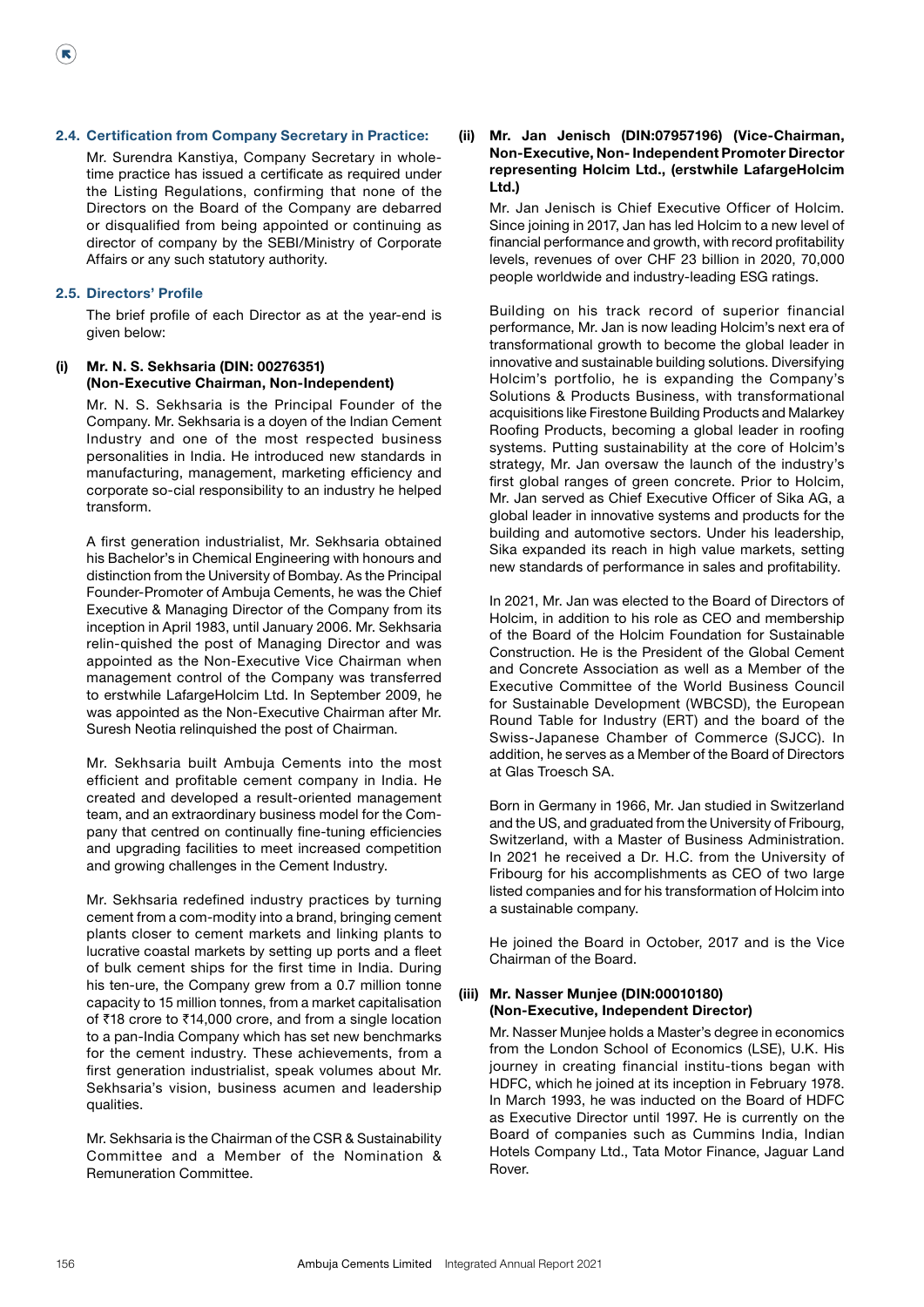### 2.4. Certification from Company Secretary in Practice:

Mr. Surendra Kanstiya, Company Secretary in whole-time practice has issued a certificate as required under the Listing Regulations, confirming that none of the Directors on the Board of the Company are debarred or disqualified from being appointed or continuing as director of company by the SEBI/Ministry of Corporate Affairs or any such statutory authority.

### 2.5. Directors' Profile

The brief profile of each Director as at the year-end is given below:

**(i) Mr. N. S. Sekhsaria (DIN: 00276351) (Non-Executive Chairman, Non-Independent)**

Mr. N. S. Sekhsaria is the Principal Founder of the Company. Mr. Sekhsaria is a doyen of the Indian Cement Industry and one of the most respected business personalities in India. He introduced new standards in manufacturing, management, marketing efficiency and corporate so-cial responsibility to an industry he helped transform.

A first generation industrialist, Mr. Sekhsaria obtained his Bachelor's in Chemical Engineering with honours and distinction from the University of Bombay. As the Principal Founder-Promoter of Ambuja Cements, he was the Chief Executive & Managing Director of the Company from its inception in April 1983, until January 2006. Mr. Sekhsaria relin-quished the post of Managing Director and was appointed as the Non-Executive Vice Chairman when management control of the Company was transferred to erstwhile LafargeHolcim Ltd. In September 2009, he was appointed as the Non-Executive Chairman after Mr. Suresh Neotia relinquished the post of Chairman.

Mr. Sekhsaria built Ambuja Cements into the most efficient and profitable cement company in India. He created and developed a result-oriented management team, and an extraordinary business model for the Com-pany that centred on continually fine-tuning efficiencies and upgrading facilities to meet increased competition and growing challenges in the Cement Industry.

Mr. Sekhsaria redefined industry practices by turning cement from a com-modity into a brand, bringing cement plants closer to cement markets and linking plants to lucrative coastal markets by setting up ports and a fleet of bulk cement ships for the first time in India. During his ten-ure, the Company grew from a 0.7 million tonne capacity to 15 million tonnes, from a market capitalisation of ₹18 crore to ₹14,000 crore, and from a single location to a pan-India Company which has set new benchmarks for the cement industry. These achievements, from a first generation industrialist, speak volumes about Mr. Sekhsaria's vision, business acumen and leadership qualities.

Mr. Sekhsaria is the Chairman of the CSR & Sustainability Committee and a Member of the Nomination & Remuneration Committee.

**(ii) Mr. Jan Jenisch (DIN:07957196) (Vice-Chairman, Non-Executive, Non- Independent Promoter Director representing Holcim Ltd., (erstwhile LafargeHolcim Ltd.)**

Mr. Jan Jenisch is Chief Executive Officer of Holcim. Since joining in 2017, Jan has led Holcim to a new level of financial performance and growth, with record profitability levels, revenues of over CHF 23 billion in 2020, 70,000 people worldwide and industry-leading ESG ratings.

Building on his track record of superior financial performance, Mr. Jan is now leading Holcim's next era of transformational growth to become the global leader in innovative and sustainable building solutions. Diversifying Holcim's portfolio, he is expanding the Company's Solutions & Products Business, with transformational acquisitions like Firestone Building Products and Malarkey Roofing Products, becoming a global leader in roofing systems. Putting sustainability at the core of Holcim's strategy, Mr. Jan oversaw the launch of the industry's first global ranges of green concrete. Prior to Holcim, Mr. Jan served as Chief Executive Officer of Sika AG, a global leader in innovative systems and products for the building and automotive sectors. Under his leadership, Sika expanded its reach in high value markets, setting new standards of performance in sales and profitability.

In 2021, Mr. Jan was elected to the Board of Directors of Holcim, in addition to his role as CEO and membership of the Board of the Holcim Foundation for Sustainable Construction. He is the President of the Global Cement and Concrete Association as well as a Member of the Executive Committee of the World Business Council for Sustainable Development (WBCSD), the European Round Table for Industry (ERT) and the board of the Swiss-Japanese Chamber of Commerce (SJCC). In addition, he serves as a Member of the Board of Directors at Glas Troesch SA.

Born in Germany in 1966, Mr. Jan studied in Switzerland and the US, and graduated from the University of Fribourg, Switzerland, with a Master of Business Administration. In 2021 he received a Dr. H.C. from the University of Fribourg for his accomplishments as CEO of two large listed companies and for his transformation of Holcim into a sustainable company.

He joined the Board in October, 2017 and is the Vice Chairman of the Board.

**(iii) Mr. Nasser Munjee (DIN:00010180) (Non-Executive, Independent Director)**

Mr. Nasser Munjee holds a Master's degree in economics from the London School of Economics (LSE), U.K. His journey in creating financial institu-tions began with HDFC, which he joined at its inception in February 1978. In March 1993, he was inducted on the Board of HDFC as Executive Director until 1997. He is currently on the Board of companies such as Cummins India, Indian Hotels Company Ltd., Tata Motor Finance, Jaguar Land Rover.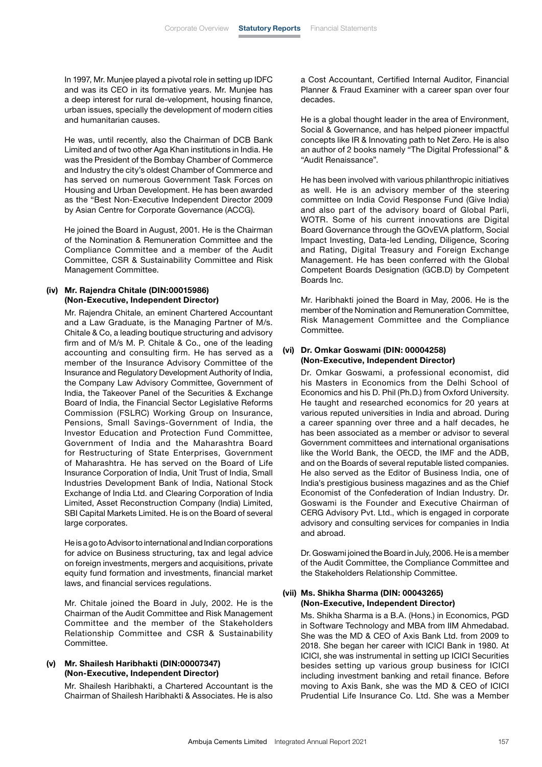In 1997, Mr. Munjee played a pivotal role in setting up IDFC and was its CEO in its formative years. Mr. Munjee has a deep interest for rural de-velopment, housing finance, urban issues, specially the development of modern cities and humanitarian causes.

He was, until recently, also the Chairman of DCB Bank Limited and of two other Aga Khan institutions in India. He was the President of the Bombay Chamber of Commerce and Industry the city's oldest Chamber of Commerce and has served on numerous Government Task Forces on Housing and Urban Development. He has been awarded as the "Best Non-Executive Independent Director 2009 by Asian Centre for Corporate Governance (ACCG).

He joined the Board in August, 2001. He is the Chairman of the Nomination & Remuneration Committee and the Compliance Committee and a member of the Audit Committee, CSR & Sustainability Committee and Risk Management Committee.

**(iv) Mr. Rajendra Chitale (DIN:00015986) (Non-Executive, Independent Director)**

Mr. Rajendra Chitale, an eminent Chartered Accountant and a Law Graduate, is the Managing Partner of M/s. Chitale & Co, a leading boutique structuring and advisory firm and of M/s M. P. Chitale & Co., one of the leading accounting and consulting firm. He has served as a member of the Insurance Advisory Committee of the Insurance and Regulatory Development Authority of India, the Company Law Advisory Committee, Government of India, the Takeover Panel of the Securities & Exchange Board of India, the Financial Sector Legislative Reforms Commission (FSLRC) Working Group on Insurance, Pensions, Small Savings-Government of India, the Investor Education and Protection Fund Committee, Government of India and the Maharashtra Board for Restructuring of State Enterprises, Government of Maharashtra. He has served on the Board of Life Insurance Corporation of India, Unit Trust of India, Small Industries Development Bank of India, National Stock Exchange of India Ltd. and Clearing Corporation of India Limited, Asset Reconstruction Company (India) Limited, SBI Capital Markets Limited. He is on the Board of several large corporates.

He is a go to Advisor to international and Indian corporations for advice on Business structuring, tax and legal advice on foreign investments, mergers and acquisitions, private equity fund formation and investments, financial market laws, and financial services regulations.

Mr. Chitale joined the Board in July, 2002. He is the Chairman of the Audit Committee and Risk Management Committee and the member of the Stakeholders Relationship Committee and CSR & Sustainability Committee.

**(v) Mr. Shailesh Haribhakti (DIN:00007347) (Non-Executive, Independent Director)**

Mr. Shailesh Haribhakti, a Chartered Accountant is the Chairman of Shailesh Haribhakti & Associates. He is also a Cost Accountant, Certified Internal Auditor, Financial Planner & Fraud Examiner with a career span over four decades.

He is a global thought leader in the area of Environment, Social & Governance, and has helped pioneer impactful concepts like IR & Innovating path to Net Zero. He is also an author of 2 books namely "The Digital Professional" & "Audit Renaissance".

He has been involved with various philanthropic initiatives as well. He is an advisory member of the steering committee on India Covid Response Fund (Give India) and also part of the advisory board of Global Parli, WOTR. Some of his current innovations are Digital Board Governance through the GOvEVA platform, Social Impact Investing, Data-led Lending, Diligence, Scoring and Rating, Digital Treasury and Foreign Exchange Management. He has been conferred with the Global Competent Boards Designation (GCB.D) by Competent Boards Inc.

Mr. Haribhakti joined the Board in May, 2006. He is the member of the Nomination and Remuneration Committee, Risk Management Committee and the Compliance Committee.

**(vi) Dr. Omkar Goswami (DIN: 00004258) (Non-Executive, Independent Director)**

Dr. Omkar Goswami, a professional economist, did his Masters in Economics from the Delhi School of Economics and his D. Phil (Ph.D.) from Oxford University. He taught and researched economics for 20 years at various reputed universities in India and abroad. During a career spanning over three and a half decades, he has been associated as a member or advisor to several Government committees and international organisations like the World Bank, the OECD, the IMF and the ADB, and on the Boards of several reputable listed companies. He also served as the Editor of Business India, one of India's prestigious business magazines and as the Chief Economist of the Confederation of Indian Industry. Dr. Goswami is the Founder and Executive Chairman of CERG Advisory Pvt. Ltd., which is engaged in corporate advisory and consulting services for companies in India and abroad.

Dr. Goswami joined the Board in July, 2006. He is a member of the Audit Committee, the Compliance Committee and the Stakeholders Relationship Committee.

**(vii) Ms. Shikha Sharma (DIN: 00043265) (Non-Executive, Independent Director)**

Ms. Shikha Sharma is a B.A. (Hons.) in Economics, PGD in Software Technology and MBA from IIM Ahmedabad. She was the MD & CEO of Axis Bank Ltd. from 2009 to 2018. She began her career with ICICI Bank in 1980. At ICICI, she was instrumental in setting up ICICI Securities besides setting up various group business for ICICI including investment banking and retail finance. Before moving to Axis Bank, she was the MD & CEO of ICICI Prudential Life Insurance Co. Ltd. She was a Member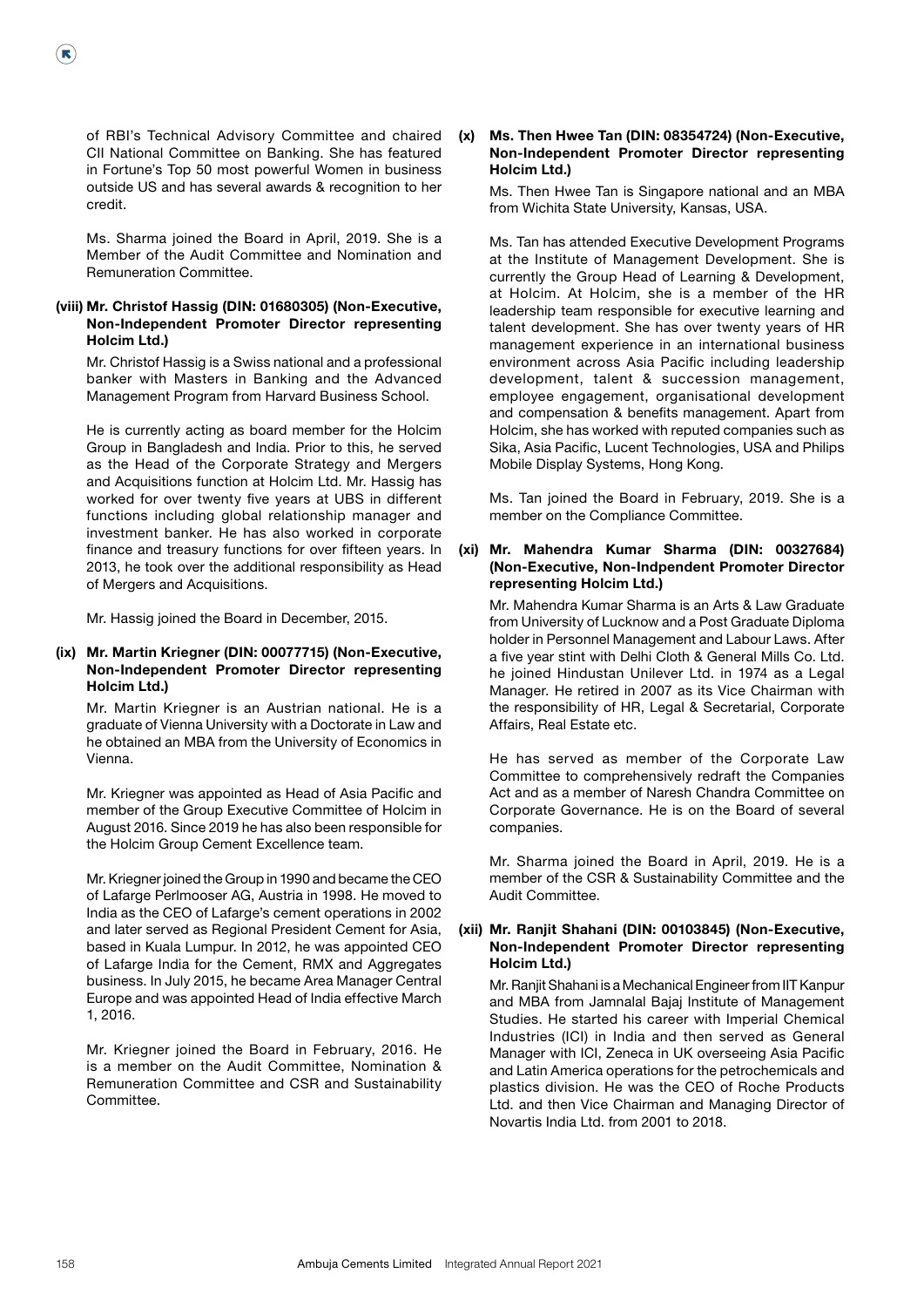of RBI's Technical Advisory Committee and chaired CII National Committee on Banking. She has featured in Fortune's Top 50 most powerful Women in business outside US and has several awards & recognition to her credit.

Ms. Sharma joined the Board in April, 2019. She is a Member of the Audit Committee and Nomination and Remuneration Committee.

**(viii) Mr. Christof Hassig (DIN: 01680305) (Non-Executive, Non-Independent Promoter Director representing Holcim Ltd.)**

Mr. Christof Hassig is a Swiss national and a professional banker with Masters in Banking and the Advanced Management Program from Harvard Business School.

He is currently acting as board member for the Holcim Group in Bangladesh and India. Prior to this, he served as the Head of the Corporate Strategy and Mergers and Acquisitions function at Holcim Ltd. Mr. Hassig has worked for over twenty five years at UBS in different functions including global relationship manager and investment banker. He has also worked in corporate finance and treasury functions for over fifteen years. In 2013, he took over the additional responsibility as Head of Mergers and Acquisitions.

Mr. Hassig joined the Board in December, 2015.

**(ix) Mr. Martin Kriegner (DIN: 00077715) (Non-Executive, Non-Independent Promoter Director representing Holcim Ltd.)**

Mr. Martin Kriegner is an Austrian national. He is a graduate of Vienna University with a Doctorate in Law and he obtained an MBA from the University of Economics in Vienna.

Mr. Kriegner was appointed as Head of Asia Pacific and member of the Group Executive Committee of Holcim in August 2016. Since 2019 he has also been responsible for the Holcim Group Cement Excellence team.

Mr. Kriegner joined the Group in 1990 and became the CEO of Lafarge Perlmooser AG, Austria in 1998. He moved to India as the CEO of Lafarge's cement operations in 2002 and later served as Regional President Cement for Asia, based in Kuala Lumpur. In 2012, he was appointed CEO of Lafarge India for the Cement, RMX and Aggregates business. In July 2015, he became Area Manager Central Europe and was appointed Head of India effective March 1, 2016.

Mr. Kriegner joined the Board in February, 2016. He is a member on the Audit Committee, Nomination & Remuneration Committee and CSR and Sustainability Committee.

**(x) Ms. Then Hwee Tan (DIN: 08354724) (Non-Executive, Non-Independent Promoter Director representing Holcim Ltd.)**

Ms. Then Hwee Tan is Singapore national and an MBA from Wichita State University, Kansas, USA.

Ms. Tan has attended Executive Development Programs at the Institute of Management Development. She is currently the Group Head of Learning & Development, at Holcim. At Holcim, she is a member of the HR leadership team responsible for executive learning and talent development. She has over twenty years of HR management experience in an international business environment across Asia Pacific including leadership development, talent & succession management, employee engagement, organisational development and compensation & benefits management. Apart from Holcim, she has worked with reputed companies such as Sika, Asia Pacific, Lucent Technologies, USA and Philips Mobile Display Systems, Hong Kong.

Ms. Tan joined the Board in February, 2019. She is a member on the Compliance Committee.

**(xi) Mr. Mahendra Kumar Sharma (DIN: 00327684) (Non-Executive, Non-Indpendent Promoter Director representing Holcim Ltd.)**

Mr. Mahendra Kumar Sharma is an Arts & Law Graduate from University of Lucknow and a Post Graduate Diploma holder in Personnel Management and Labour Laws. After a five year stint with Delhi Cloth & General Mills Co. Ltd. he joined Hindustan Unilever Ltd. in 1974 as a Legal Manager. He retired in 2007 as its Vice Chairman with the responsibility of HR, Legal & Secretarial, Corporate Affairs, Real Estate etc.

He has served as member of the Corporate Law Committee to comprehensively redraft the Companies Act and as a member of Naresh Chandra Committee on Corporate Governance. He is on the Board of several companies.

Mr. Sharma joined the Board in April, 2019. He is a member of the CSR & Sustainability Committee and the Audit Committee.

**(xii) Mr. Ranjit Shahani (DIN: 00103845) (Non-Executive, Non-Independent Promoter Director representing Holcim Ltd.)**

Mr. Ranjit Shahani is a Mechanical Engineer from IIT Kanpur and MBA from Jamnalal Bajaj Institute of Management Studies. He started his career with Imperial Chemical Industries (ICI) in India and then served as General Manager with ICI, Zeneca in UK overseeing Asia Pacific and Latin America operations for the petrochemicals and plastics division. He was the CEO of Roche Products Ltd. and then Vice Chairman and Managing Director of Novartis India Ltd. from 2001 to 2018.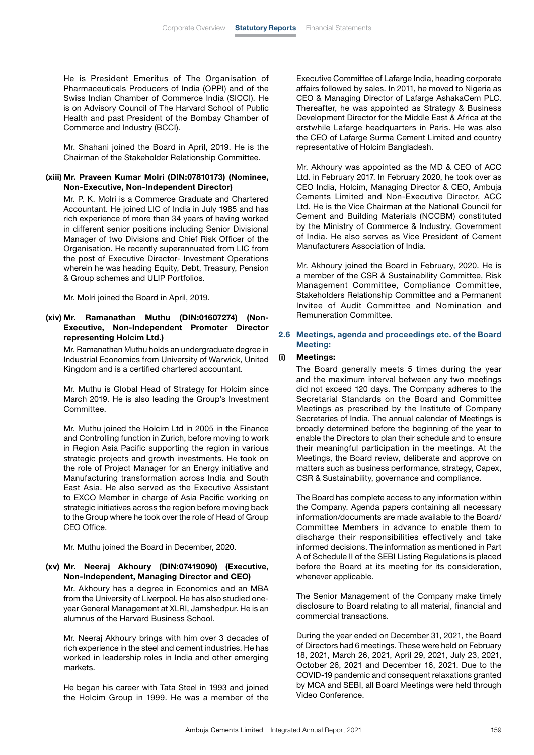He is President Emeritus of The Organisation of Pharmaceuticals Producers of India (OPPI) and of the Swiss Indian Chamber of Commerce India (SICCI). He is on Advisory Council of The Harvard School of Public Health and past President of the Bombay Chamber of Commerce and Industry (BCCI).

Mr. Shahani joined the Board in April, 2019. He is the Chairman of the Stakeholder Relationship Committee.

**(xiii) Mr. Praveen Kumar Molri (DIN:07810173) (Nominee, Non-Executive, Non-Independent Director)**

Mr. P. K. Molri is a Commerce Graduate and Chartered Accountant. He joined LIC of India in July 1985 and has rich experience of more than 34 years of having worked in different senior positions including Senior Divisional Manager of two Divisions and Chief Risk Officer of the Organisation. He recently superannuated from LIC from the post of Executive Director- Investment Operations wherein he was heading Equity, Debt, Treasury, Pension & Group schemes and ULIP Portfolios.

Mr. Molri joined the Board in April, 2019.

**(xiv) Mr. Ramanathan Muthu (DIN:01607274) (Non-Executive, Non-Independent Promoter Director representing Holcim Ltd.)**

Mr. Ramanathan Muthu holds an undergraduate degree in Industrial Economics from University of Warwick, United Kingdom and is a certified chartered accountant.

Mr. Muthu is Global Head of Strategy for Holcim since March 2019. He is also leading the Group's Investment Committee.

Mr. Muthu joined the Holcim Ltd in 2005 in the Finance and Controlling function in Zurich, before moving to work in Region Asia Pacific supporting the region in various strategic projects and growth investments. He took on the role of Project Manager for an Energy initiative and Manufacturing transformation across India and South East Asia. He also served as the Executive Assistant to EXCO Member in charge of Asia Pacific working on strategic initiatives across the region before moving back to the Group where he took over the role of Head of Group CEO Office.

Mr. Muthu joined the Board in December, 2020.

**(xv) Mr. Neeraj Akhoury (DIN:07419090) (Executive, Non-Independent, Managing Director and CEO)**

Mr. Akhoury has a degree in Economics and an MBA from the University of Liverpool. He has also studied one-year General Management at XLRI, Jamshedpur. He is an alumnus of the Harvard Business School.

Mr. Neeraj Akhoury brings with him over 3 decades of rich experience in the steel and cement industries. He has worked in leadership roles in India and other emerging markets.

He began his career with Tata Steel in 1993 and joined the Holcim Group in 1999. He was a member of the Executive Committee of Lafarge India, heading corporate affairs followed by sales. In 2011, he moved to Nigeria as CEO & Managing Director of Lafarge AshakaCem PLC. Thereafter, he was appointed as Strategy & Business Development Director for the Middle East & Africa at the erstwhile Lafarge headquarters in Paris. He was also the CEO of Lafarge Surma Cement Limited and country representative of Holcim Bangladesh.

Mr. Akhoury was appointed as the MD & CEO of ACC Ltd. in February 2017. In February 2020, he took over as CEO India, Holcim, Managing Director & CEO, Ambuja Cements Limited and Non-Executive Director, ACC Ltd. He is the Vice Chairman at the National Council for Cement and Building Materials (NCCBM) constituted by the Ministry of Commerce & Industry, Government of India. He also serves as Vice President of Cement Manufacturers Association of India.

Mr. Akhoury joined the Board in February, 2020. He is a member of the CSR & Sustainability Committee, Risk Management Committee, Compliance Committee, Stakeholders Relationship Committee and a Permanent Invitee of Audit Committee and Nomination and Remuneration Committee.

## 2.6 Meetings, agenda and proceedings etc. of the Board Meeting:

### (i) Meetings:

The Board generally meets 5 times during the year and the maximum interval between any two meetings did not exceed 120 days. The Company adheres to the Secretarial Standards on the Board and Committee Meetings as prescribed by the Institute of Company Secretaries of India. The annual calendar of Meetings is broadly determined before the beginning of the year to enable the Directors to plan their schedule and to ensure their meaningful participation in the meetings. At the Meetings, the Board review, deliberate and approve on matters such as business performance, strategy, Capex, CSR & Sustainability, governance and compliance.

The Board has complete access to any information within the Company. Agenda papers containing all necessary information/documents are made available to the Board/ Committee Members in advance to enable them to discharge their responsibilities effectively and take informed decisions. The information as mentioned in Part A of Schedule II of the SEBI Listing Regulations is placed before the Board at its meeting for its consideration, whenever applicable.

The Senior Management of the Company make timely disclosure to Board relating to all material, financial and commercial transactions.

During the year ended on December 31, 2021, the Board of Directors had 6 meetings. These were held on February 18, 2021, March 26, 2021, April 29, 2021, July 23, 2021, October 26, 2021 and December 16, 2021. Due to the COVID-19 pandemic and consequent relaxations granted by MCA and SEBI, all Board Meetings were held through Video Conference.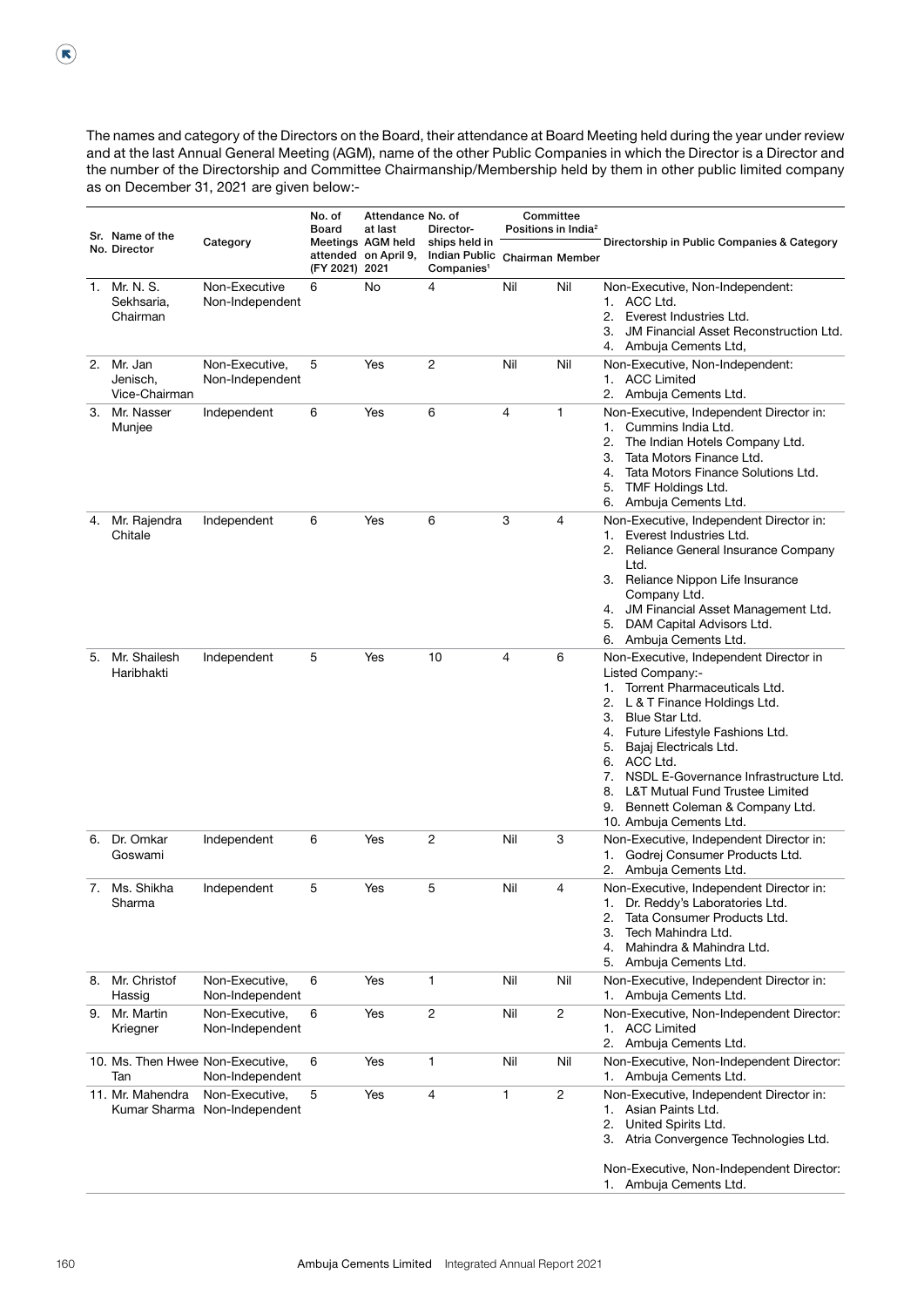The names and category of the Directors on the Board, their attendance at Board Meeting held during the year under review and at the last Annual General Meeting (AGM), name of the other Public Companies in which the Director is a Director and the number of the Directorship and Committee Chairmanship/Membership held by them in other public limited company as on December 31, 2021 are given below:-

| Sr. No. | Name of the Director | Category | No. of Board Meetings attended (FY 2021) | Attendance at last AGM held on April 9, 2021 | No. of Directorships held in Indian Public Companies[1] | Committee Positions in India[2] | | Directorship in Public Companies & Category |
|---|---|---|---|---|---|---|---|---|
| | | | | | | Chairman | Member | |
| 1. | Mr. N. S. Sekhsaria, Chairman | Non-Executive Non-Independent | 6 | No | 4 | Nil | Nil | Non-Executive, Non-Independent: 1. ACC Ltd. 2. Everest Industries Ltd. 3. JM Financial Asset Reconstruction Ltd. 4. Ambuja Cements Ltd, |
| 2. | Mr. Jan Jenisch, Vice-Chairman | Non-Executive, Non-Independent | 5 | Yes | 2 | Nil | Nil | Non-Executive, Non-Independent: 1. ACC Limited 2. Ambuja Cements Ltd. |
| 3. | Mr. Nasser Munjee | Independent | 6 | Yes | 6 | 4 | 1 | Non-Executive, Independent Director in: 1. Cummins India Ltd. 2. The Indian Hotels Company Ltd. 3. Tata Motors Finance Ltd. 4. Tata Motors Finance Solutions Ltd. 5. TMF Holdings Ltd. 6. Ambuja Cements Ltd. |
| 4. | Mr. Rajendra Chitale | Independent | 6 | Yes | 6 | 3 | 4 | Non-Executive, Independent Director in: 1. Everest Industries Ltd. 2. Reliance General Insurance Company Ltd. 3. Reliance Nippon Life Insurance Company Ltd. 4. JM Financial Asset Management Ltd. 5. DAM Capital Advisors Ltd. 6. Ambuja Cements Ltd. |
| 5. | Mr. Shailesh Haribhakti | Independent | 5 | Yes | 10 | 4 | 6 | Non-Executive, Independent Director in Listed Company:- 1. Torrent Pharmaceuticals Ltd. 2. L & T Finance Holdings Ltd. 3. Blue Star Ltd. 4. Future Lifestyle Fashions Ltd. 5. Bajaj Electricals Ltd. 6. ACC Ltd. 7. NSDL E-Governance Infrastructure Ltd. 8. L&T Mutual Fund Trustee Limited 9. Bennett Coleman & Company Ltd. 10. Ambuja Cements Ltd. |
| 6. | Dr. Omkar Goswami | Independent | 6 | Yes | 2 | Nil | 3 | Non-Executive, Independent Director in: 1. Godrej Consumer Products Ltd. 2. Ambuja Cements Ltd. |
| 7. | Ms. Shikha Sharma | Independent | 5 | Yes | 5 | Nil | 4 | Non-Executive, Independent Director in: 1. Dr. Reddy's Laboratories Ltd. 2. Tata Consumer Products Ltd. 3. Tech Mahindra Ltd. 4. Mahindra & Mahindra Ltd. 5. Ambuja Cements Ltd. |
| 8. | Mr. Christof Hassig | Non-Executive, Non-Independent | 6 | Yes | 1 | Nil | Nil | Non-Executive, Independent Director in: 1. Ambuja Cements Ltd. |
| 9. | Mr. Martin Kriegner | Non-Executive, Non-Independent | 6 | Yes | 2 | Nil | 2 | Non-Executive, Non-Independent Director: 1. ACC Limited 2. Ambuja Cements Ltd. |
| 10. | Ms. Then Hwee Tan | Non-Executive, Non-Independent | 6 | Yes | 1 | Nil | Nil | Non-Executive, Non-Independent Director: 1. Ambuja Cements Ltd. |
| 11. | Mr. Mahendra Kumar Sharma | Non-Executive, Non-Independent | 5 | Yes | 4 | 1 | 2 | Non-Executive, Independent Director in: 1. Asian Paints Ltd. 2. United Spirits Ltd. 3. Atria Convergence Technologies Ltd. Non-Executive, Non-Independent Director: 1. Ambuja Cements Ltd. |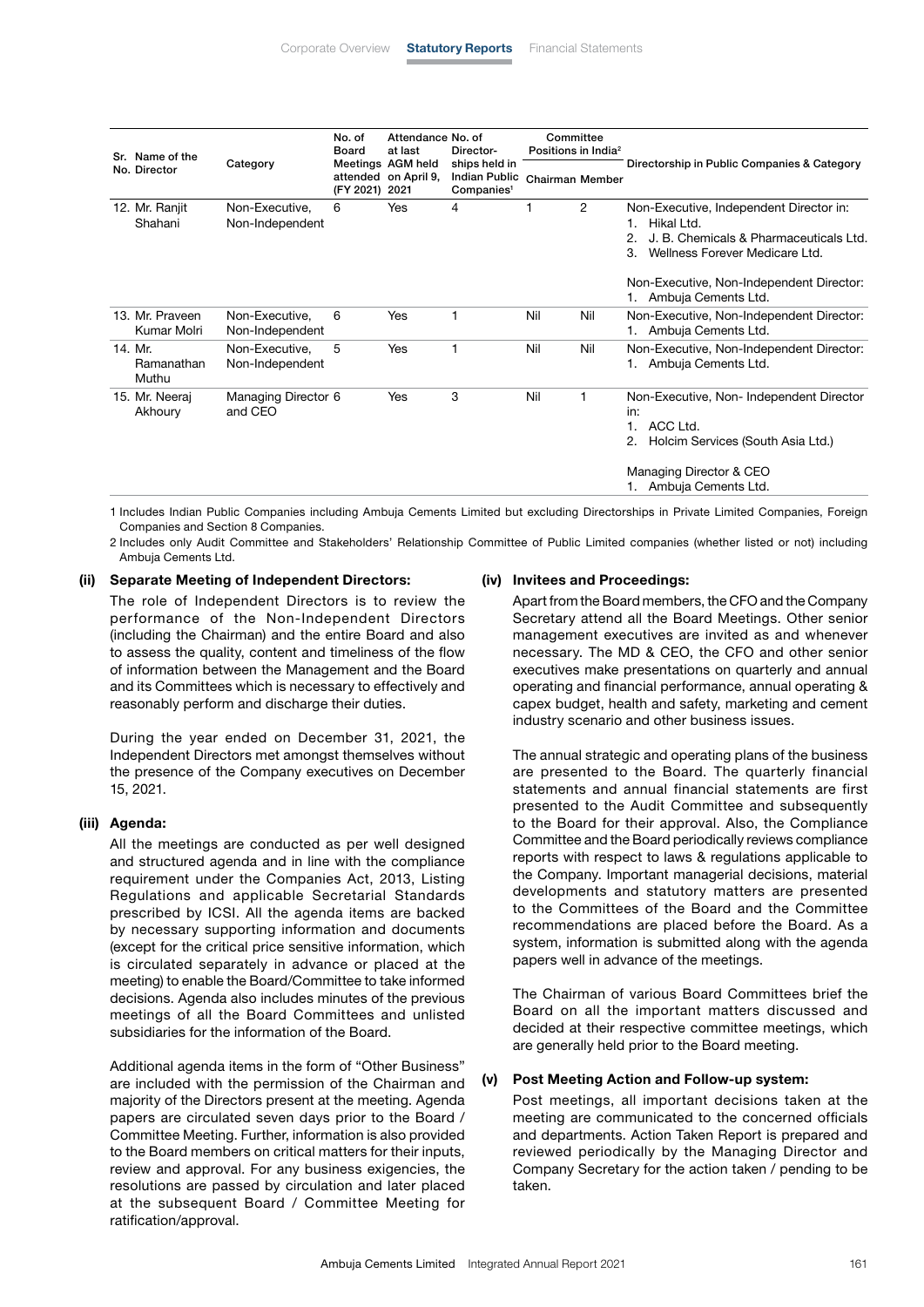| Sr. No. | Name of the Director | Category | No. of Board Meetings attended (FY 2021) | Attendance at last AGM held on April 9, 2021 | No. of Directorships held in Indian Public Companies[1] | Committee Positions in India[2] | | Directorship in Public Companies & Category |
|---|---|---|---|---|---|---|---|---|
| | | | | | | Chairman | Member | |
| 12. | Mr. Ranjit Shahani | Non-Executive, Non-Independent | 6 | Yes | 4 | 1 | 2 | Non-Executive, Independent Director in: 1. Hikal Ltd. 2. J. B. Chemicals & Pharmaceuticals Ltd. 3. Wellness Forever Medicare Ltd. Non-Executive, Non-Independent Director: 1. Ambuja Cements Ltd. |
| 13. | Mr. Praveen Kumar Molri | Non-Executive, Non-Independent | 6 | Yes | 1 | Nil | Nil | Non-Executive, Non-Independent Director: 1. Ambuja Cements Ltd. |
| 14. | Mr. Ramanathan Muthu | Non-Executive, Non-Independent | 5 | Yes | 1 | Nil | Nil | Non-Executive, Non-Independent Director: 1. Ambuja Cements Ltd. |
| 15. | Mr. Neeraj Akhoury | Managing Director and CEO | 6 | Yes | 3 | Nil | 1 | Non-Executive, Non- Independent Director in: 1. ACC Ltd. 2. Holcim Services (South Asia Ltd.) Managing Director & CEO 1. Ambuja Cements Ltd. |

1 Includes Indian Public Companies including Ambuja Cements Limited but excluding Directorships in Private Limited Companies, Foreign Companies and Section 8 Companies.

2 Includes only Audit Committee and Stakeholders' Relationship Committee of Public Limited companies (whether listed or not) including Ambuja Cements Ltd.

### (ii) Separate Meeting of Independent Directors:

The role of Independent Directors is to review the performance of the Non-Independent Directors (including the Chairman) and the entire Board and also to assess the quality, content and timeliness of the flow of information between the Management and the Board and its Committees which is necessary to effectively and reasonably perform and discharge their duties.

During the year ended on December 31, 2021, the Independent Directors met amongst themselves without the presence of the Company executives on December 15, 2021.

### (iii) Agenda:

All the meetings are conducted as per well designed and structured agenda and in line with the compliance requirement under the Companies Act, 2013, Listing Regulations and applicable Secretarial Standards prescribed by ICSI. All the agenda items are backed by necessary supporting information and documents (except for the critical price sensitive information, which is circulated separately in advance or placed at the meeting) to enable the Board/Committee to take informed decisions. Agenda also includes minutes of the previous meetings of all the Board Committees and unlisted subsidiaries for the information of the Board.

Additional agenda items in the form of "Other Business" are included with the permission of the Chairman and majority of the Directors present at the meeting. Agenda papers are circulated seven days prior to the Board / Committee Meeting. Further, information is also provided to the Board members on critical matters for their inputs, review and approval. For any business exigencies, the resolutions are passed by circulation and later placed at the subsequent Board / Committee Meeting for ratification/approval.

### (iv) Invitees and Proceedings:

Apart from the Board members, the CFO and the Company Secretary attend all the Board Meetings. Other senior management executives are invited as and whenever necessary. The MD & CEO, the CFO and other senior executives make presentations on quarterly and annual operating and financial performance, annual operating & capex budget, health and safety, marketing and cement industry scenario and other business issues.

The annual strategic and operating plans of the business are presented to the Board. The quarterly financial statements and annual financial statements are first presented to the Audit Committee and subsequently to the Board for their approval. Also, the Compliance Committee and the Board periodically reviews compliance reports with respect to laws & regulations applicable to the Company. Important managerial decisions, material developments and statutory matters are presented to the Committees of the Board and the Committee recommendations are placed before the Board. As a system, information is submitted along with the agenda papers well in advance of the meetings.

The Chairman of various Board Committees brief the Board on all the important matters discussed and decided at their respective committee meetings, which are generally held prior to the Board meeting.

### (v) Post Meeting Action and Follow-up system:

Post meetings, all important decisions taken at the meeting are communicated to the concerned officials and departments. Action Taken Report is prepared and reviewed periodically by the Managing Director and Company Secretary for the action taken / pending to be taken.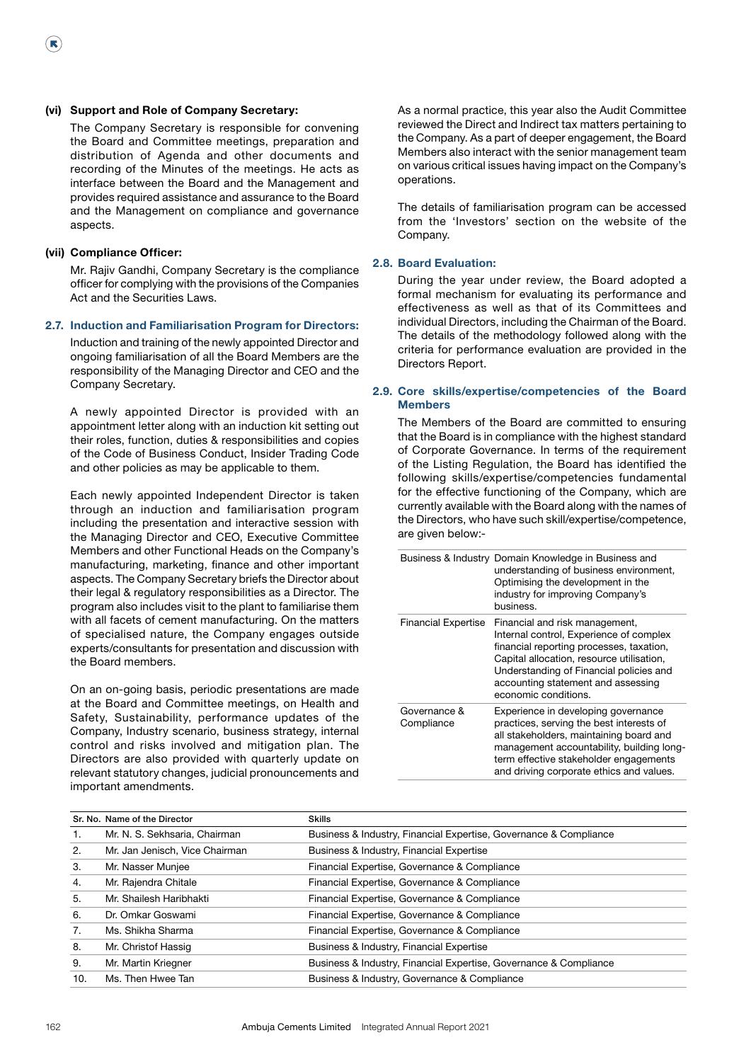**(vi) Support and Role of Company Secretary:**

The Company Secretary is responsible for convening the Board and Committee meetings, preparation and distribution of Agenda and other documents and recording of the Minutes of the meetings. He acts as interface between the Board and the Management and provides required assistance and assurance to the Board and the Management on compliance and governance aspects.

**(vii) Compliance Officer:**

Mr. Rajiv Gandhi, Company Secretary is the compliance officer for complying with the provisions of the Companies Act and the Securities Laws.

### 2.7. Induction and Familiarisation Program for Directors:

Induction and training of the newly appointed Director and ongoing familiarisation of all the Board Members are the responsibility of the Managing Director and CEO and the Company Secretary.

A newly appointed Director is provided with an appointment letter along with an induction kit setting out their roles, function, duties & responsibilities and copies of the Code of Business Conduct, Insider Trading Code and other policies as may be applicable to them.

Each newly appointed Independent Director is taken through an induction and familiarisation program including the presentation and interactive session with the Managing Director and CEO, Executive Committee Members and other Functional Heads on the Company's manufacturing, marketing, finance and other important aspects. The Company Secretary briefs the Director about their legal & regulatory responsibilities as a Director. The program also includes visit to the plant to familiarise them with all facets of cement manufacturing. On the matters of specialised nature, the Company engages outside experts/consultants for presentation and discussion with the Board members.

On an on-going basis, periodic presentations are made at the Board and Committee meetings, on Health and Safety, Sustainability, performance updates of the Company, Industry scenario, business strategy, internal control and risks involved and mitigation plan. The Directors are also provided with quarterly update on relevant statutory changes, judicial pronouncements and important amendments.

As a normal practice, this year also the Audit Committee reviewed the Direct and Indirect tax matters pertaining to the Company. As a part of deeper engagement, the Board Members also interact with the senior management team on various critical issues having impact on the Company's operations.

The details of familiarisation program can be accessed from the 'Investors' section on the website of the Company.

### 2.8. Board Evaluation:

During the year under review, the Board adopted a formal mechanism for evaluating its performance and effectiveness as well as that of its Committees and individual Directors, including the Chairman of the Board. The details of the methodology followed along with the criteria for performance evaluation are provided in the Directors Report.

### 2.9. Core skills/expertise/competencies of the Board Members

The Members of the Board are committed to ensuring that the Board is in compliance with the highest standard of Corporate Governance. In terms of the requirement of the Listing Regulation, the Board has identified the following skills/expertise/competencies fundamental for the effective functioning of the Company, which are currently available with the Board along with the names of the Directors, who have such skill/expertise/competence, are given below:-

| | |
|---|---|
| Business & Industry | Domain Knowledge in Business and understanding of business environment, Optimising the development in the industry for improving Company's business. |
| Financial Expertise | Financial and risk management, Internal control, Experience of complex financial reporting processes, taxation, Capital allocation, resource utilisation, Understanding of Financial policies and accounting statement and assessing economic conditions. |
| Governance & Compliance | Experience in developing governance practices, serving the best interests of all stakeholders, maintaining board and management accountability, building long-term effective stakeholder engagements and driving corporate ethics and values. |

| Sr. No. | Name of the Director | Skills |
|---|---|---|
| 1. | Mr. N. S. Sekhsaria, Chairman | Business & Industry, Financial Expertise, Governance & Compliance |
| 2. | Mr. Jan Jenisch, Vice Chairman | Business & Industry, Financial Expertise |
| 3. | Mr. Nasser Munjee | Financial Expertise, Governance & Compliance |
| 4. | Mr. Rajendra Chitale | Financial Expertise, Governance & Compliance |
| 5. | Mr. Shailesh Haribhakti | Financial Expertise, Governance & Compliance |
| 6. | Dr. Omkar Goswami | Financial Expertise, Governance & Compliance |
| 7. | Ms. Shikha Sharma | Financial Expertise, Governance & Compliance |
| 8. | Mr. Christof Hassig | Business & Industry, Financial Expertise |
| 9. | Mr. Martin Kriegner | Business & Industry, Financial Expertise, Governance & Compliance |
| 10. | Ms. Then Hwee Tan | Business & Industry, Governance & Compliance |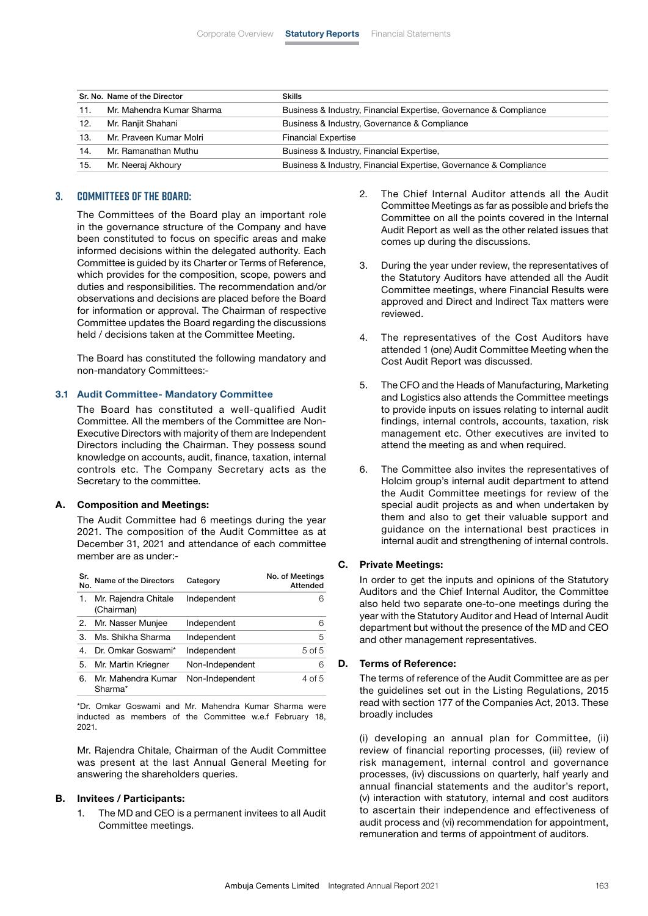| Sr. No. | Name of the Director | Skills |
|---|---|---|
| 11. | Mr. Mahendra Kumar Sharma | Business & Industry, Financial Expertise, Governance & Compliance |
| 12. | Mr. Ranjit Shahani | Business & Industry, Governance & Compliance |
| 13. | Mr. Praveen Kumar Molri | Financial Expertise |
| 14. | Mr. Ramanathan Muthu | Business & Industry, Financial Expertise, |
| 15. | Mr. Neeraj Akhoury | Business & Industry, Financial Expertise, Governance & Compliance |

## 3. COMMITTEES OF THE BOARD:

The Committees of the Board play an important role in the governance structure of the Company and have been constituted to focus on specific areas and make informed decisions within the delegated authority. Each Committee is guided by its Charter or Terms of Reference, which provides for the composition, scope, powers and duties and responsibilities. The recommendation and/or observations and decisions are placed before the Board for information or approval. The Chairman of respective Committee updates the Board regarding the discussions held / decisions taken at the Committee Meeting.

The Board has constituted the following mandatory and non-mandatory Committees:-

### 3.1 Audit Committee- Mandatory Committee

The Board has constituted a well-qualified Audit Committee. All the members of the Committee are Non-Executive Directors with majority of them are Independent Directors including the Chairman. They possess sound knowledge on accounts, audit, finance, taxation, internal controls etc. The Company Secretary acts as the Secretary to the committee.

#### A. Composition and Meetings:

The Audit Committee had 6 meetings during the year 2021. The composition of the Audit Committee as at December 31, 2021 and attendance of each committee member are as under:-

| Sr. No. | Name of the Directors | Category | No. of Meetings Attended |
|---|---|---|---|
| 1. | Mr. Rajendra Chitale (Chairman) | Independent | 6 |
| 2. | Mr. Nasser Munjee | Independent | 6 |
| 3. | Ms. Shikha Sharma | Independent | 5 |
| 4. | Dr. Omkar Goswami* | Independent | 5 of 5 |
| 5. | Mr. Martin Kriegner | Non-Independent | 6 |
| 6. | Mr. Mahendra Kumar Sharma* | Non-Independent | 4 of 5 |

*Dr. Omkar Goswami and Mr. Mahendra Kumar Sharma were inducted as members of the Committee w.e.f February 18, 2021.

Mr. Rajendra Chitale, Chairman of the Audit Committee was present at the last Annual General Meeting for answering the shareholders queries.

#### B. Invitees / Participants:

1. The MD and CEO is a permanent invitees to all Audit Committee meetings.
2. The Chief Internal Auditor attends all the Audit Committee Meetings as far as possible and briefs the Committee on all the points covered in the Internal Audit Report as well as the other related issues that comes up during the discussions.
3. During the year under review, the representatives of the Statutory Auditors have attended all the Audit Committee meetings, where Financial Results were approved and Direct and Indirect Tax matters were reviewed.
4. The representatives of the Cost Auditors have attended 1 (one) Audit Committee Meeting when the Cost Audit Report was discussed.
5. The CFO and the Heads of Manufacturing, Marketing and Logistics also attends the Committee meetings to provide inputs on issues relating to internal audit findings, internal controls, accounts, taxation, risk management etc. Other executives are invited to attend the meeting as and when required.
6. The Committee also invites the representatives of Holcim group's internal audit department to attend the Audit Committee meetings for review of the special audit projects as and when undertaken by them and also to get their valuable support and guidance on the international best practices in internal audit and strengthening of internal controls.

#### C. Private Meetings:

In order to get the inputs and opinions of the Statutory Auditors and the Chief Internal Auditor, the Committee also held two separate one-to-one meetings during the year with the Statutory Auditor and Head of Internal Audit department but without the presence of the MD and CEO and other management representatives.

#### D. Terms of Reference:

The terms of reference of the Audit Committee are as per the guidelines set out in the Listing Regulations, 2015 read with section 177 of the Companies Act, 2013. These broadly includes

(i) developing an annual plan for Committee, (ii) review of financial reporting processes, (iii) review of risk management, internal control and governance processes, (iv) discussions on quarterly, half yearly and annual financial statements and the auditor's report, (v) interaction with statutory, internal and cost auditors to ascertain their independence and effectiveness of audit process and (vi) recommendation for appointment, remuneration and terms of appointment of auditors.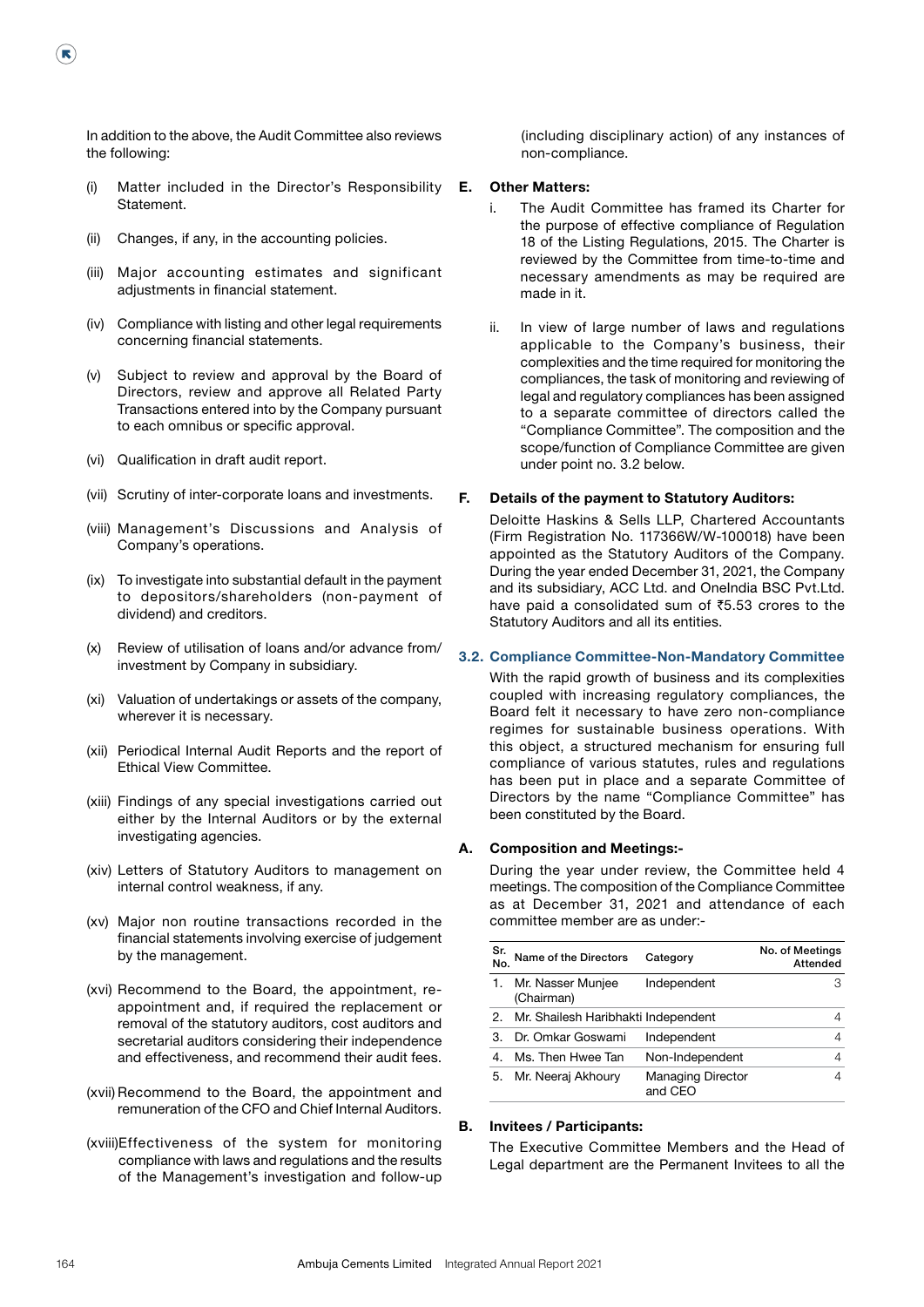In addition to the above, the Audit Committee also reviews the following:

(i) Matter included in the Director's Responsibility Statement.

(ii) Changes, if any, in the accounting policies.

(iii) Major accounting estimates and significant adjustments in financial statement.

(iv) Compliance with listing and other legal requirements concerning financial statements.

(v) Subject to review and approval by the Board of Directors, review and approve all Related Party Transactions entered into by the Company pursuant to each omnibus or specific approval.

(vi) Qualification in draft audit report.

(vii) Scrutiny of inter-corporate loans and investments.

(viii) Management's Discussions and Analysis of Company's operations.

(ix) To investigate into substantial default in the payment to depositors/shareholders (non-payment of dividend) and creditors.

(x) Review of utilisation of loans and/or advance from/ investment by Company in subsidiary.

(xi) Valuation of undertakings or assets of the company, wherever it is necessary.

(xii) Periodical Internal Audit Reports and the report of Ethical View Committee.

(xiii) Findings of any special investigations carried out either by the Internal Auditors or by the external investigating agencies.

(xiv) Letters of Statutory Auditors to management on internal control weakness, if any.

(xv) Major non routine transactions recorded in the financial statements involving exercise of judgement by the management.

(xvi) Recommend to the Board, the appointment, re-appointment and, if required the replacement or removal of the statutory auditors, cost auditors and secretarial auditors considering their independence and effectiveness, and recommend their audit fees.

(xvii) Recommend to the Board, the appointment and remuneration of the CFO and Chief Internal Auditors.

(xviii) Effectiveness of the system for monitoring compliance with laws and regulations and the results of the Management's investigation and follow-up (including disciplinary action) of any instances of non-compliance.

**E. Other Matters:**

i. The Audit Committee has framed its Charter for the purpose of effective compliance of Regulation 18 of the Listing Regulations, 2015. The Charter is reviewed by the Committee from time-to-time and necessary amendments as may be required are made in it.

ii. In view of large number of laws and regulations applicable to the Company's business, their complexities and the time required for monitoring the compliances, the task of monitoring and reviewing of legal and regulatory compliances has been assigned to a separate committee of directors called the "Compliance Committee". The composition and the scope/function of Compliance Committee are given under point no. 3.2 below.

**F. Details of the payment to Statutory Auditors:**

Deloitte Haskins & Sells LLP, Chartered Accountants (Firm Registration No. 117366W/W-100018) have been appointed as the Statutory Auditors of the Company. During the year ended December 31, 2021, the Company and its subsidiary, ACC Ltd. and OneIndia BSC Pvt.Ltd. have paid a consolidated sum of ₹5.53 crores to the Statutory Auditors and all its entities.

### 3.2. Compliance Committee-Non-Mandatory Committee

With the rapid growth of business and its complexities coupled with increasing regulatory compliances, the Board felt it necessary to have zero non-compliance regimes for sustainable business operations. With this object, a structured mechanism for ensuring full compliance of various statutes, rules and regulations has been put in place and a separate Committee of Directors by the name "Compliance Committee" has been constituted by the Board.

**A. Composition and Meetings:-**

During the year under review, the Committee held 4 meetings. The composition of the Compliance Committee as at December 31, 2021 and attendance of each committee member are as under:-

| Sr. No. | Name of the Directors | Category | No. of Meetings Attended |
|---|---|---|---|
| 1. | Mr. Nasser Munjee (Chairman) | Independent | 3 |
| 2. | Mr. Shailesh Haribhakti | Independent | 4 |
| 3. | Dr. Omkar Goswami | Independent | 4 |
| 4. | Ms. Then Hwee Tan | Non-Independent | 4 |
| 5. | Mr. Neeraj Akhoury | Managing Director and CEO | 4 |

**B. Invitees / Participants:**

The Executive Committee Members and the Head of Legal department are the Permanent Invitees to all the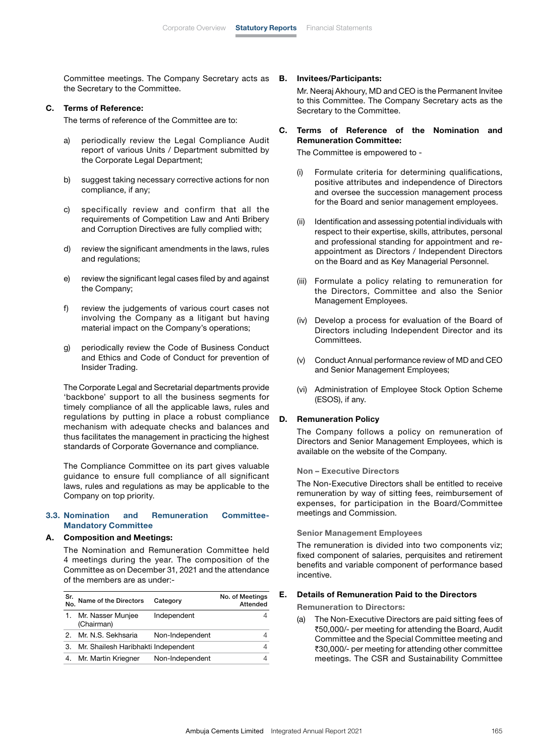Committee meetings. The Company Secretary acts as the Secretary to the Committee.

**C. Terms of Reference:**

The terms of reference of the Committee are to:

a) periodically review the Legal Compliance Audit report of various Units / Department submitted by the Corporate Legal Department;

b) suggest taking necessary corrective actions for non compliance, if any;

c) specifically review and confirm that all the requirements of Competition Law and Anti Bribery and Corruption Directives are fully complied with;

d) review the significant amendments in the laws, rules and regulations;

e) review the significant legal cases filed by and against the Company;

f) review the judgements of various court cases not involving the Company as a litigant but having material impact on the Company's operations;

g) periodically review the Code of Business Conduct and Ethics and Code of Conduct for prevention of Insider Trading.

The Corporate Legal and Secretarial departments provide 'backbone' support to all the business segments for timely compliance of all the applicable laws, rules and regulations by putting in place a robust compliance mechanism with adequate checks and balances and thus facilitates the management in practicing the highest standards of Corporate Governance and compliance.

The Compliance Committee on its part gives valuable guidance to ensure full compliance of all significant laws, rules and regulations as may be applicable to the Company on top priority.

## 3.3. Nomination and Remuneration Committee- Mandatory Committee

**A. Composition and Meetings:**

The Nomination and Remuneration Committee held 4 meetings during the year. The composition of the Committee as on December 31, 2021 and the attendance of the members are as under:-

| Sr. No. | Name of the Directors | Category | No. of Meetings Attended |
|---|---|---|---|
| 1. | Mr. Nasser Munjee (Chairman) | Independent | 4 |
| 2. | Mr. N.S. Sekhsaria | Non-Independent | 4 |
| 3. | Mr. Shailesh Haribhakti | Independent | 4 |
| 4. | Mr. Martin Kriegner | Non-Independent | 4 |

**B. Invitees/Participants:**

Mr. Neeraj Akhoury, MD and CEO is the Permanent Invitee to this Committee. The Company Secretary acts as the Secretary to the Committee.

**C. Terms of Reference of the Nomination and Remuneration Committee:**

The Committee is empowered to -

(i) Formulate criteria for determining qualifications, positive attributes and independence of Directors and oversee the succession management process for the Board and senior management employees.

(ii) Identification and assessing potential individuals with respect to their expertise, skills, attributes, personal and professional standing for appointment and re-appointment as Directors / Independent Directors on the Board and as Key Managerial Personnel.

(iii) Formulate a policy relating to remuneration for the Directors, Committee and also the Senior Management Employees.

(iv) Develop a process for evaluation of the Board of Directors including Independent Director and its Committees.

(v) Conduct Annual performance review of MD and CEO and Senior Management Employees;

(vi) Administration of Employee Stock Option Scheme (ESOS), if any.

**D. Remuneration Policy**

The Company follows a policy on remuneration of Directors and Senior Management Employees, which is available on the website of the Company.

**Non – Executive Directors**

The Non-Executive Directors shall be entitled to receive remuneration by way of sitting fees, reimbursement of expenses, for participation in the Board/Committee meetings and Commission.

**Senior Management Employees**

The remuneration is divided into two components viz; fixed component of salaries, perquisites and retirement benefits and variable component of performance based incentive.

**E. Details of Remuneration Paid to the Directors**

**Remuneration to Directors:**

(a) The Non-Executive Directors are paid sitting fees of ₹50,000/- per meeting for attending the Board, Audit Committee and the Special Committee meeting and ₹30,000/- per meeting for attending other committee meetings. The CSR and Sustainability Committee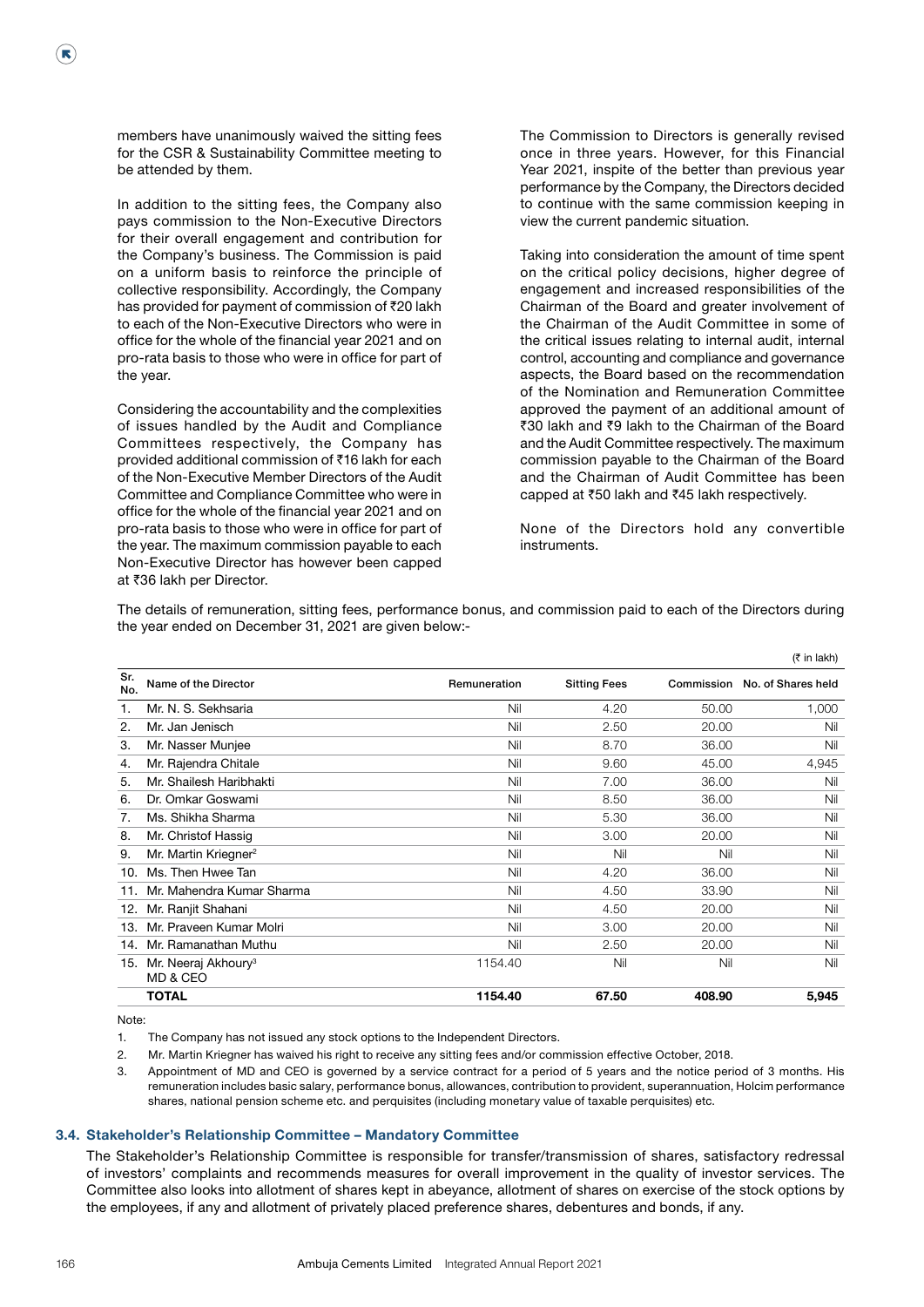members have unanimously waived the sitting fees for the CSR & Sustainability Committee meeting to be attended by them.

In addition to the sitting fees, the Company also pays commission to the Non-Executive Directors for their overall engagement and contribution for the Company's business. The Commission is paid on a uniform basis to reinforce the principle of collective responsibility. Accordingly, the Company has provided for payment of commission of ₹20 lakh to each of the Non-Executive Directors who were in office for the whole of the financial year 2021 and on pro-rata basis to those who were in office for part of the year.

Considering the accountability and the complexities of issues handled by the Audit and Compliance Committees respectively, the Company has provided additional commission of ₹16 lakh for each of the Non-Executive Member Directors of the Audit Committee and Compliance Committee who were in office for the whole of the financial year 2021 and on pro-rata basis to those who were in office for part of the year. The maximum commission payable to each Non-Executive Director has however been capped at ₹36 lakh per Director.

The Commission to Directors is generally revised once in three years. However, for this Financial Year 2021, inspite of the better than previous year performance by the Company, the Directors decided to continue with the same commission keeping in view the current pandemic situation.

Taking into consideration the amount of time spent on the critical policy decisions, higher degree of engagement and increased responsibilities of the Chairman of the Board and greater involvement of the Chairman of the Audit Committee in some of the critical issues relating to internal audit, internal control, accounting and compliance and governance aspects, the Board based on the recommendation of the Nomination and Remuneration Committee approved the payment of an additional amount of ₹30 lakh and ₹9 lakh to the Chairman of the Board and the Audit Committee respectively. The maximum commission payable to the Chairman of the Board and the Chairman of Audit Committee has been capped at ₹50 lakh and ₹45 lakh respectively.

None of the Directors hold any convertible instruments.

The details of remuneration, sitting fees, performance bonus, and commission paid to each of the Directors during the year ended on December 31, 2021 are given below:-

(₹ in lakh)

| Sr. No. | Name of the Director | Remuneration | Sitting Fees | Commission | No. of Shares held |
|---|---|---|---|---|---|
| 1. | Mr. N. S. Sekhsaria | Nil | 4.20 | 50.00 | 1,000 |
| 2. | Mr. Jan Jenisch | Nil | 2.50 | 20.00 | Nil |
| 3. | Mr. Nasser Munjee | Nil | 8.70 | 36.00 | Nil |
| 4. | Mr. Rajendra Chitale | Nil | 9.60 | 45.00 | 4,945 |
| 5. | Mr. Shailesh Haribhakti | Nil | 7.00 | 36.00 | Nil |
| 6. | Dr. Omkar Goswami | Nil | 8.50 | 36.00 | Nil |
| 7. | Ms. Shikha Sharma | Nil | 5.30 | 36.00 | Nil |
| 8. | Mr. Christof Hassig | Nil | 3.00 | 20.00 | Nil |
| 9. | Mr. Martin Kriegner[2] | Nil | Nil | Nil | Nil |
| 10. | Ms. Then Hwee Tan | Nil | 4.20 | 36.00 | Nil |
| 11. | Mr. Mahendra Kumar Sharma | Nil | 4.50 | 33.90 | Nil |
| 12. | Mr. Ranjit Shahani | Nil | 4.50 | 20.00 | Nil |
| 13. | Mr. Praveen Kumar Molri | Nil | 3.00 | 20.00 | Nil |
| 14. | Mr. Ramanathan Muthu | Nil | 2.50 | 20.00 | Nil |
| 15. | Mr. Neeraj Akhoury[3] MD & CEO | 1154.40 | Nil | Nil | Nil |
| | **TOTAL** | **1154.40** | **67.50** | **408.90** | **5,945** |

Note:

1. The Company has not issued any stock options to the Independent Directors.
2. Mr. Martin Kriegner has waived his right to receive any sitting fees and/or commission effective October, 2018.
3. Appointment of MD and CEO is governed by a service contract for a period of 5 years and the notice period of 3 months. His remuneration includes basic salary, performance bonus, allowances, contribution to provident, superannuation, Holcim performance shares, national pension scheme etc. and perquisites (including monetary value of taxable perquisites) etc.

### 3.4. Stakeholder's Relationship Committee – Mandatory Committee

The Stakeholder's Relationship Committee is responsible for transfer/transmission of shares, satisfactory redressal of investors' complaints and recommends measures for overall improvement in the quality of investor services. The Committee also looks into allotment of shares kept in abeyance, allotment of shares on exercise of the stock options by the employees, if any and allotment of privately placed preference shares, debentures and bonds, if any.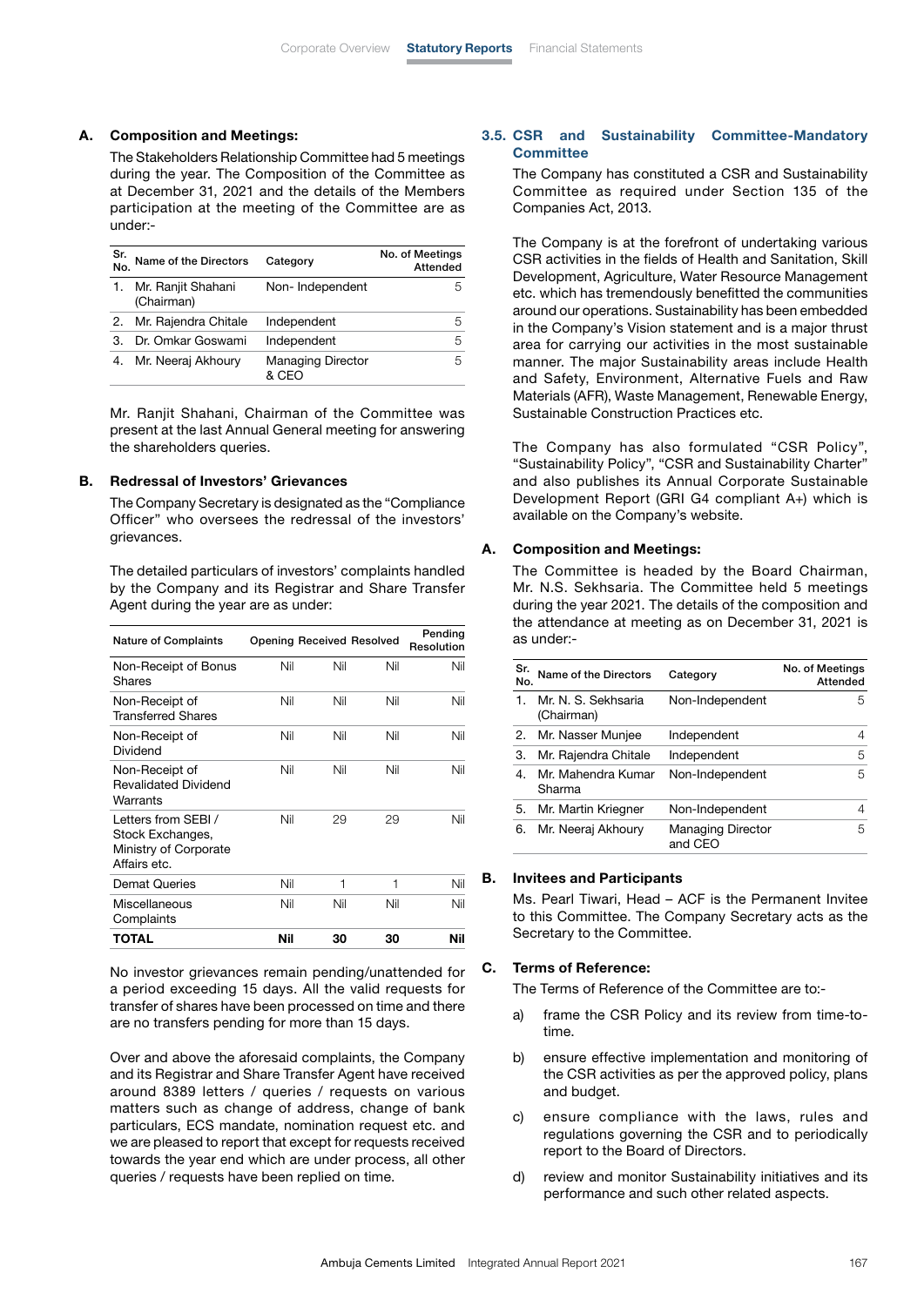### A. Composition and Meetings:

The Stakeholders Relationship Committee had 5 meetings during the year. The Composition of the Committee as at December 31, 2021 and the details of the Members participation at the meeting of the Committee are as under:-

| Sr. No. | Name of the Directors | Category | No. of Meetings Attended |
|---|---|---|---|
| 1. | Mr. Ranjit Shahani (Chairman) | Non- Independent | 5 |
| 2. | Mr. Rajendra Chitale | Independent | 5 |
| 3. | Dr. Omkar Goswami | Independent | 5 |
| 4. | Mr. Neeraj Akhoury | Managing Director & CEO | 5 |

Mr. Ranjit Shahani, Chairman of the Committee was present at the last Annual General meeting for answering the shareholders queries.

### B. Redressal of Investors' Grievances

The Company Secretary is designated as the "Compliance Officer" who oversees the redressal of the investors' grievances.

The detailed particulars of investors' complaints handled by the Company and its Registrar and Share Transfer Agent during the year are as under:

| Nature of Complaints | Opening | Received | Resolved | Pending Resolution |
|---|---|---|---|---|
| Non-Receipt of Bonus Shares | Nil | Nil | Nil | Nil |
| Non-Receipt of Transferred Shares | Nil | Nil | Nil | Nil |
| Non-Receipt of Dividend | Nil | Nil | Nil | Nil |
| Non-Receipt of Revalidated Dividend Warrants | Nil | Nil | Nil | Nil |
| Letters from SEBI / Stock Exchanges, Ministry of Corporate Affairs etc. | Nil | 29 | 29 | Nil |
| Demat Queries | Nil | 1 | 1 | Nil |
| Miscellaneous Complaints | Nil | Nil | Nil | Nil |
| **TOTAL** | **Nil** | **30** | **30** | **Nil** |

No investor grievances remain pending/unattended for a period exceeding 15 days. All the valid requests for transfer of shares have been processed on time and there are no transfers pending for more than 15 days.

Over and above the aforesaid complaints, the Company and its Registrar and Share Transfer Agent have received around 8389 letters / queries / requests on various matters such as change of address, change of bank particulars, ECS mandate, nomination request etc. and we are pleased to report that except for requests received towards the year end which are under process, all other queries / requests have been replied on time.

## 3.5. CSR and Sustainability Committee-Mandatory Committee

The Company has constituted a CSR and Sustainability Committee as required under Section 135 of the Companies Act, 2013.

The Company is at the forefront of undertaking various CSR activities in the fields of Health and Sanitation, Skill Development, Agriculture, Water Resource Management etc. which has tremendously benefitted the communities around our operations. Sustainability has been embedded in the Company's Vision statement and is a major thrust area for carrying our activities in the most sustainable manner. The major Sustainability areas include Health and Safety, Environment, Alternative Fuels and Raw Materials (AFR), Waste Management, Renewable Energy, Sustainable Construction Practices etc.

The Company has also formulated "CSR Policy", "Sustainability Policy", "CSR and Sustainability Charter" and also publishes its Annual Corporate Sustainable Development Report (GRI G4 compliant A+) which is available on the Company's website.

### A. Composition and Meetings:

The Committee is headed by the Board Chairman, Mr. N.S. Sekhsaria. The Committee held 5 meetings during the year 2021. The details of the composition and the attendance at meeting as on December 31, 2021 is as under:-

| Sr. No. | Name of the Directors | Category | No. of Meetings Attended |
|---|---|---|---|
| 1. | Mr. N. S. Sekhsaria (Chairman) | Non-Independent | 5 |
| 2. | Mr. Nasser Munjee | Independent | 4 |
| 3. | Mr. Rajendra Chitale | Independent | 5 |
| 4. | Mr. Mahendra Kumar Sharma | Non-Independent | 5 |
| 5. | Mr. Martin Kriegner | Non-Independent | 4 |
| 6. | Mr. Neeraj Akhoury | Managing Director and CEO | 5 |

### B. Invitees and Participants

Ms. Pearl Tiwari, Head – ACF is the Permanent Invitee to this Committee. The Company Secretary acts as the Secretary to the Committee.

### C. Terms of Reference:

The Terms of Reference of the Committee are to:-

a) frame the CSR Policy and its review from time-to-time.

b) ensure effective implementation and monitoring of the CSR activities as per the approved policy, plans and budget.

c) ensure compliance with the laws, rules and regulations governing the CSR and to periodically report to the Board of Directors.

d) review and monitor Sustainability initiatives and its performance and such other related aspects.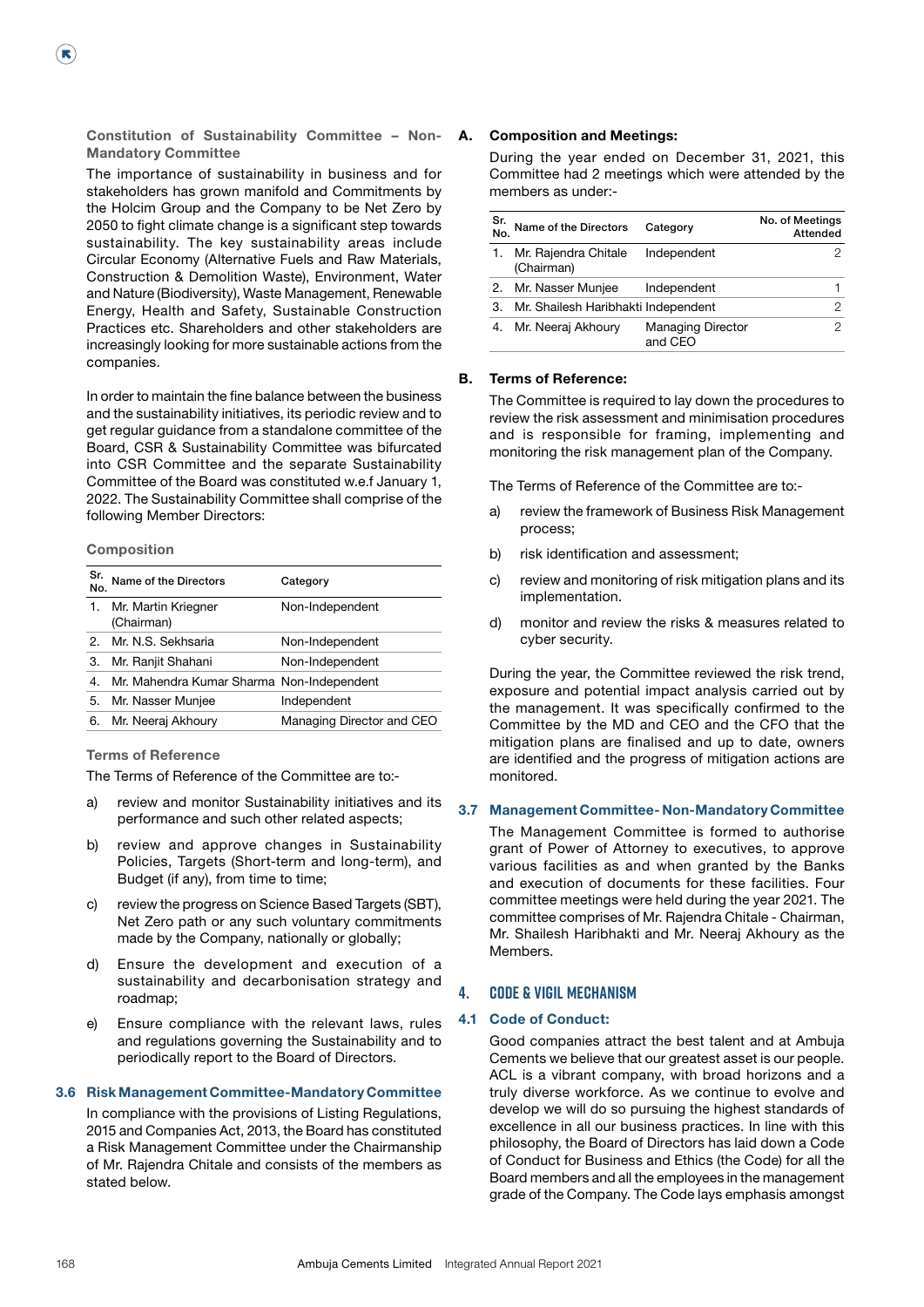**Constitution of Sustainability Committee – Non-Mandatory Committee**

The importance of sustainability in business and for stakeholders has grown manifold and Commitments by the Holcim Group and the Company to be Net Zero by 2050 to fight climate change is a significant step towards sustainability. The key sustainability areas include Circular Economy (Alternative Fuels and Raw Materials, Construction & Demolition Waste), Environment, Water and Nature (Biodiversity), Waste Management, Renewable Energy, Health and Safety, Sustainable Construction Practices etc. Shareholders and other stakeholders are increasingly looking for more sustainable actions from the companies.

In order to maintain the fine balance between the business and the sustainability initiatives, its periodic review and to get regular guidance from a standalone committee of the Board, CSR & Sustainability Committee was bifurcated into CSR Committee and the separate Sustainability Committee of the Board was constituted w.e.f January 1, 2022. The Sustainability Committee shall comprise of the following Member Directors:

**Composition**

| Sr. No. | Name of the Directors | Category |
|---|---|---|
| 1. | Mr. Martin Kriegner (Chairman) | Non-Independent |
| 2. | Mr. N.S. Sekhsaria | Non-Independent |
| 3. | Mr. Ranjit Shahani | Non-Independent |
| 4. | Mr. Mahendra Kumar Sharma | Non-Independent |
| 5. | Mr. Nasser Munjee | Independent |
| 6. | Mr. Neeraj Akhoury | Managing Director and CEO |

**Terms of Reference**

The Terms of Reference of the Committee are to:-

a) review and monitor Sustainability initiatives and its performance and such other related aspects;

b) review and approve changes in Sustainability Policies, Targets (Short-term and long-term), and Budget (if any), from time to time;

c) review the progress on Science Based Targets (SBT), Net Zero path or any such voluntary commitments made by the Company, nationally or globally;

d) Ensure the development and execution of a sustainability and decarbonisation strategy and roadmap;

e) Ensure compliance with the relevant laws, rules and regulations governing the Sustainability and to periodically report to the Board of Directors.

## 3.6 Risk Management Committee-Mandatory Committee

In compliance with the provisions of Listing Regulations, 2015 and Companies Act, 2013, the Board has constituted a Risk Management Committee under the Chairmanship of Mr. Rajendra Chitale and consists of the members as stated below.

**A. Composition and Meetings:**

During the year ended on December 31, 2021, this Committee had 2 meetings which were attended by the members as under:-

| Sr. No. | Name of the Directors | Category | No. of Meetings Attended |
|---|---|---|---|
| 1. | Mr. Rajendra Chitale (Chairman) | Independent | 2 |
| 2. | Mr. Nasser Munjee | Independent | 1 |
| 3. | Mr. Shailesh Haribhakti | Independent | 2 |
| 4. | Mr. Neeraj Akhoury | Managing Director and CEO | 2 |

**B. Terms of Reference:**

The Committee is required to lay down the procedures to review the risk assessment and minimisation procedures and is responsible for framing, implementing and monitoring the risk management plan of the Company.

The Terms of Reference of the Committee are to:-

a) review the framework of Business Risk Management process;

b) risk identification and assessment;

c) review and monitoring of risk mitigation plans and its implementation.

d) monitor and review the risks & measures related to cyber security.

During the year, the Committee reviewed the risk trend, exposure and potential impact analysis carried out by the management. It was specifically confirmed to the Committee by the MD and CEO and the CFO that the mitigation plans are finalised and up to date, owners are identified and the progress of mitigation actions are monitored.

## 3.7 Management Committee- Non-Mandatory Committee

The Management Committee is formed to authorise grant of Power of Attorney to executives, to approve various facilities as and when granted by the Banks and execution of documents for these facilities. Four committee meetings were held during the year 2021. The committee comprises of Mr. Rajendra Chitale - Chairman, Mr. Shailesh Haribhakti and Mr. Neeraj Akhoury as the Members.

# 4. CODE & VIGIL MECHANISM

## 4.1 Code of Conduct:

Good companies attract the best talent and at Ambuja Cements we believe that our greatest asset is our people. ACL is a vibrant company, with broad horizons and a truly diverse workforce. As we continue to evolve and develop we will do so pursuing the highest standards of excellence in all our business practices. In line with this philosophy, the Board of Directors has laid down a Code of Conduct for Business and Ethics (the Code) for all the Board members and all the employees in the management grade of the Company. The Code lays emphasis amongst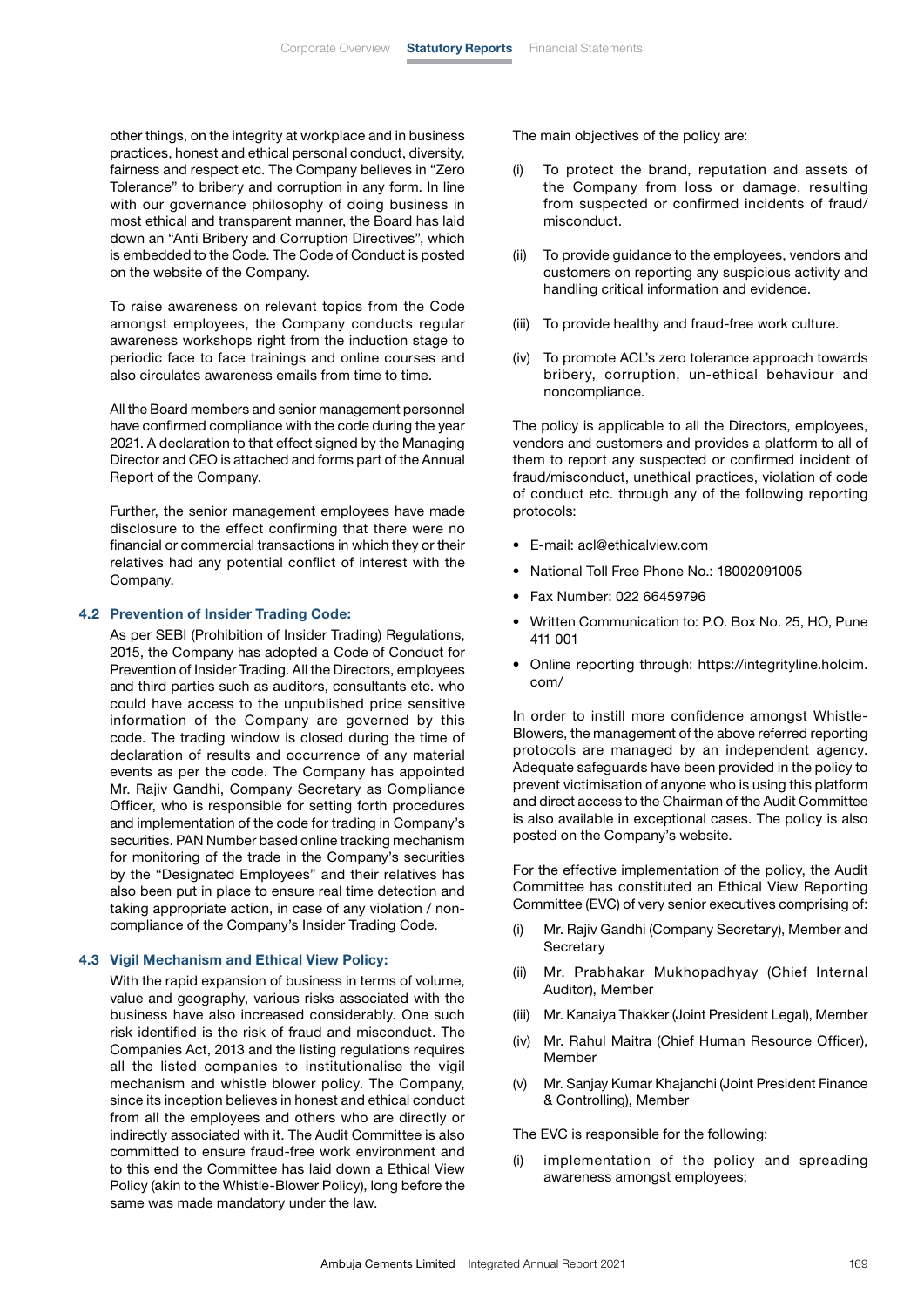other things, on the integrity at workplace and in business practices, honest and ethical personal conduct, diversity, fairness and respect etc. The Company believes in "Zero Tolerance" to bribery and corruption in any form. In line with our governance philosophy of doing business in most ethical and transparent manner, the Board has laid down an "Anti Bribery and Corruption Directives", which is embedded to the Code. The Code of Conduct is posted on the website of the Company.

To raise awareness on relevant topics from the Code amongst employees, the Company conducts regular awareness workshops right from the induction stage to periodic face to face trainings and online courses and also circulates awareness emails from time to time.

All the Board members and senior management personnel have confirmed compliance with the code during the year 2021. A declaration to that effect signed by the Managing Director and CEO is attached and forms part of the Annual Report of the Company.

Further, the senior management employees have made disclosure to the effect confirming that there were no financial or commercial transactions in which they or their relatives had any potential conflict of interest with the Company.

### 4.2 Prevention of Insider Trading Code:

As per SEBI (Prohibition of Insider Trading) Regulations, 2015, the Company has adopted a Code of Conduct for Prevention of Insider Trading. All the Directors, employees and third parties such as auditors, consultants etc. who could have access to the unpublished price sensitive information of the Company are governed by this code. The trading window is closed during the time of declaration of results and occurrence of any material events as per the code. The Company has appointed Mr. Rajiv Gandhi, Company Secretary as Compliance Officer, who is responsible for setting forth procedures and implementation of the code for trading in Company's securities. PAN Number based online tracking mechanism for monitoring of the trade in the Company's securities by the "Designated Employees" and their relatives has also been put in place to ensure real time detection and taking appropriate action, in case of any violation / non-compliance of the Company's Insider Trading Code.

### 4.3 Vigil Mechanism and Ethical View Policy:

With the rapid expansion of business in terms of volume, value and geography, various risks associated with the business have also increased considerably. One such risk identified is the risk of fraud and misconduct. The Companies Act, 2013 and the listing regulations requires all the listed companies to institutionalise the vigil mechanism and whistle blower policy. The Company, since its inception believes in honest and ethical conduct from all the employees and others who are directly or indirectly associated with it. The Audit Committee is also committed to ensure fraud-free work environment and to this end the Committee has laid down a Ethical View Policy (akin to the Whistle-Blower Policy), long before the same was made mandatory under the law.

The main objectives of the policy are:

(i) To protect the brand, reputation and assets of the Company from loss or damage, resulting from suspected or confirmed incidents of fraud/ misconduct.

(ii) To provide guidance to the employees, vendors and customers on reporting any suspicious activity and handling critical information and evidence.

(iii) To provide healthy and fraud-free work culture.

(iv) To promote ACL's zero tolerance approach towards bribery, corruption, un-ethical behaviour and noncompliance.

The policy is applicable to all the Directors, employees, vendors and customers and provides a platform to all of them to report any suspected or confirmed incident of fraud/misconduct, unethical practices, violation of code of conduct etc. through any of the following reporting protocols:

- E-mail: acl@ethicalview.com
- National Toll Free Phone No.: 18002091005
- Fax Number: 022 66459796
- Written Communication to: P.O. Box No. 25, HO, Pune 411 001
- Online reporting through: https://integrityline.holcim.com/

In order to instill more confidence amongst Whistle-Blowers, the management of the above referred reporting protocols are managed by an independent agency. Adequate safeguards have been provided in the policy to prevent victimisation of anyone who is using this platform and direct access to the Chairman of the Audit Committee is also available in exceptional cases. The policy is also posted on the Company's website.

For the effective implementation of the policy, the Audit Committee has constituted an Ethical View Reporting Committee (EVC) of very senior executives comprising of:

(i) Mr. Rajiv Gandhi (Company Secretary), Member and Secretary

(ii) Mr. Prabhakar Mukhopadhyay (Chief Internal Auditor), Member

(iii) Mr. Kanaiya Thakker (Joint President Legal), Member

(iv) Mr. Rahul Maitra (Chief Human Resource Officer), Member

(v) Mr. Sanjay Kumar Khajanchi (Joint President Finance & Controlling), Member

The EVC is responsible for the following:

(i) implementation of the policy and spreading awareness amongst employees;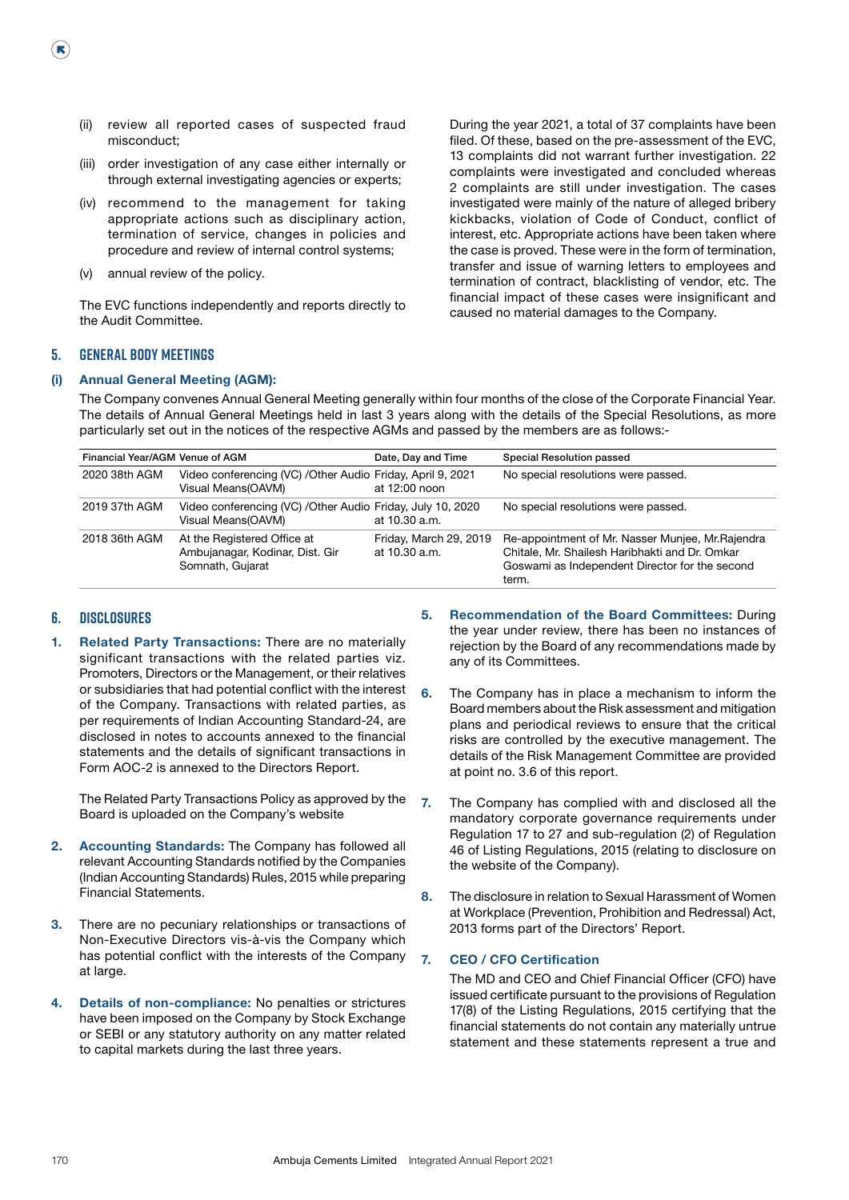(ii) review all reported cases of suspected fraud misconduct;

(iii) order investigation of any case either internally or through external investigating agencies or experts;

(iv) recommend to the management for taking appropriate actions such as disciplinary action, termination of service, changes in policies and procedure and review of internal control systems;

(v) annual review of the policy.

The EVC functions independently and reports directly to the Audit Committee.

During the year 2021, a total of 37 complaints have been filed. Of these, based on the pre-assessment of the EVC, 13 complaints did not warrant further investigation. 22 complaints were investigated and concluded whereas 2 complaints are still under investigation. The cases investigated were mainly of the nature of alleged bribery kickbacks, violation of Code of Conduct, conflict of interest, etc. Appropriate actions have been taken where the case is proved. These were in the form of termination, transfer and issue of warning letters to employees and termination of contract, blacklisting of vendor, etc. The financial impact of these cases were insignificant and caused no material damages to the Company.

## 5. GENERAL BODY MEETINGS

### (i) Annual General Meeting (AGM):

The Company convenes Annual General Meeting generally within four months of the close of the Corporate Financial Year. The details of Annual General Meetings held in last 3 years along with the details of the Special Resolutions, as more particularly set out in the notices of the respective AGMs and passed by the members are as follows:-

| Financial Year/AGM | Venue of AGM | Date, Day and Time | Special Resolution passed |
|---|---|---|---|
| 2020 38th AGM | Video conferencing (VC) /Other Audio Visual Means(OAVM) | Friday, April 9, 2021 at 12:00 noon | No special resolutions were passed. |
| 2019 37th AGM | Video conferencing (VC) /Other Audio Visual Means(OAVM) | Friday, July 10, 2020 at 10.30 a.m. | No special resolutions were passed. |
| 2018 36th AGM | At the Registered Office at Ambujanagar, Kodinar, Dist. Gir Somnath, Gujarat | Friday, March 29, 2019 at 10.30 a.m. | Re-appointment of Mr. Nasser Munjee, Mr.Rajendra Chitale, Mr. Shailesh Haribhakti and Dr. Omkar Goswami as Independent Director for the second term. |

## 6. DISCLOSURES

1. **Related Party Transactions:** There are no materially significant transactions with the related parties viz. Promoters, Directors or the Management, or their relatives or subsidiaries that had potential conflict with the interest of the Company. Transactions with related parties, as per requirements of Indian Accounting Standard-24, are disclosed in notes to accounts annexed to the financial statements and the details of significant transactions in Form AOC-2 is annexed to the Directors Report.

   The Related Party Transactions Policy as approved by the Board is uploaded on the Company's website

2. **Accounting Standards:** The Company has followed all relevant Accounting Standards notified by the Companies (Indian Accounting Standards) Rules, 2015 while preparing Financial Statements.

3. There are no pecuniary relationships or transactions of Non-Executive Directors vis-à-vis the Company which has potential conflict with the interests of the Company at large.

4. **Details of non-compliance:** No penalties or strictures have been imposed on the Company by Stock Exchange or SEBI or any statutory authority on any matter related to capital markets during the last three years.

5. **Recommendation of the Board Committees:** During the year under review, there has been no instances of rejection by the Board of any recommendations made by any of its Committees.

6. The Company has in place a mechanism to inform the Board members about the Risk assessment and mitigation plans and periodical reviews to ensure that the critical risks are controlled by the executive management. The details of the Risk Management Committee are provided at point no. 3.6 of this report.

7. The Company has complied with and disclosed all the mandatory corporate governance requirements under Regulation 17 to 27 and sub-regulation (2) of Regulation 46 of Listing Regulations, 2015 (relating to disclosure on the website of the Company).

8. The disclosure in relation to Sexual Harassment of Women at Workplace (Prevention, Prohibition and Redressal) Act, 2013 forms part of the Directors' Report.

## 7. CEO / CFO Certification

The MD and CEO and Chief Financial Officer (CFO) have issued certificate pursuant to the provisions of Regulation 17(8) of the Listing Regulations, 2015 certifying that the financial statements do not contain any materially untrue statement and these statements represent a true and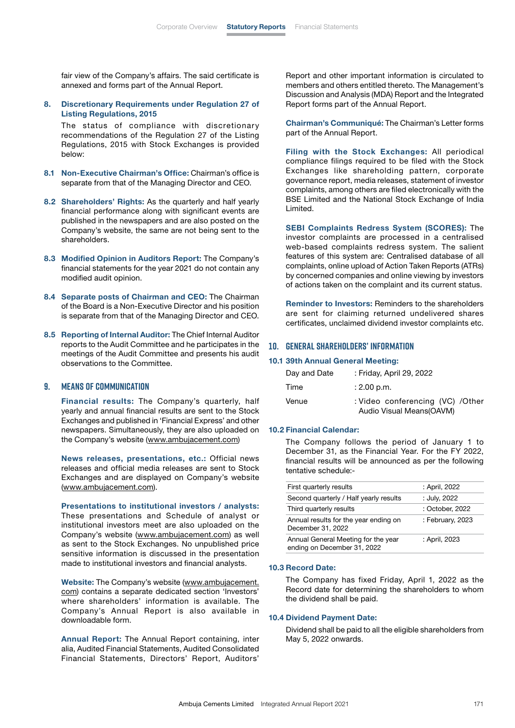fair view of the Company's affairs. The said certificate is annexed and forms part of the Annual Report.

**8. Discretionary Requirements under Regulation 27 of Listing Regulations, 2015**

The status of compliance with discretionary recommendations of the Regulation 27 of the Listing Regulations, 2015 with Stock Exchanges is provided below:

**8.1 Non-Executive Chairman's Office:** Chairman's office is separate from that of the Managing Director and CEO.

**8.2 Shareholders' Rights:** As the quarterly and half yearly financial performance along with significant events are published in the newspapers and are also posted on the Company's website, the same are not being sent to the shareholders.

**8.3 Modified Opinion in Auditors Report:** The Company's financial statements for the year 2021 do not contain any modified audit opinion.

**8.4 Separate posts of Chairman and CEO:** The Chairman of the Board is a Non-Executive Director and his position is separate from that of the Managing Director and CEO.

**8.5 Reporting of Internal Auditor:** The Chief Internal Auditor reports to the Audit Committee and he participates in the meetings of the Audit Committee and presents his audit observations to the Committee.

## 9. MEANS OF COMMUNICATION

**Financial results:** The Company's quarterly, half yearly and annual financial results are sent to the Stock Exchanges and published in 'Financial Express' and other newspapers. Simultaneously, they are also uploaded on the Company's website (www.ambujacement.com)

**News releases, presentations, etc.:** Official news releases and official media releases are sent to Stock Exchanges and are displayed on Company's website (www.ambujacement.com).

**Presentations to institutional investors / analysts:** These presentations and Schedule of analyst or institutional investors meet are also uploaded on the Company's website (www.ambujacement.com) as well as sent to the Stock Exchanges. No unpublished price sensitive information is discussed in the presentation made to institutional investors and financial analysts.

**Website:** The Company's website (www.ambujacement.com) contains a separate dedicated section 'Investors' where shareholders' information is available. The Company's Annual Report is also available in downloadable form.

**Annual Report:** The Annual Report containing, inter alia, Audited Financial Statements, Audited Consolidated Financial Statements, Directors' Report, Auditors' Report and other important information is circulated to members and others entitled thereto. The Management's Discussion and Analysis (MDA) Report and the Integrated Report forms part of the Annual Report.

**Chairman's Communiqué:** The Chairman's Letter forms part of the Annual Report.

**Filing with the Stock Exchanges:** All periodical compliance filings required to be filed with the Stock Exchanges like shareholding pattern, corporate governance report, media releases, statement of investor complaints, among others are filed electronically with the BSE Limited and the National Stock Exchange of India Limited.

**SEBI Complaints Redress System (SCORES):** The investor complaints are processed in a centralised web-based complaints redress system. The salient features of this system are: Centralised database of all complaints, online upload of Action Taken Reports (ATRs) by concerned companies and online viewing by investors of actions taken on the complaint and its current status.

**Reminder to Investors:** Reminders to the shareholders are sent for claiming returned undelivered shares certificates, unclaimed dividend investor complaints etc.

## 10. GENERAL SHAREHOLDERS' INFORMATION

**10.1 39th Annual General Meeting:**

| | |
|---|---|
| Day and Date | : Friday, April 29, 2022 |
| Time | : 2.00 p.m. |
| Venue | : Video conferencing (VC) /Other Audio Visual Means(OAVM) |

**10.2 Financial Calendar:**

The Company follows the period of January 1 to December 31, as the Financial Year. For the FY 2022, financial results will be announced as per the following tentative schedule:-

| | |
|---|---|
| First quarterly results | : April, 2022 |
| Second quarterly / Half yearly results | : July, 2022 |
| Third quarterly results | : October, 2022 |
| Annual results for the year ending on December 31, 2022 | : February, 2023 |
| Annual General Meeting for the year ending on December 31, 2022 | : April, 2023 |

**10.3 Record Date:**

The Company has fixed Friday, April 1, 2022 as the Record date for determining the shareholders to whom the dividend shall be paid.

**10.4 Dividend Payment Date:**

Dividend shall be paid to all the eligible shareholders from May 5, 2022 onwards.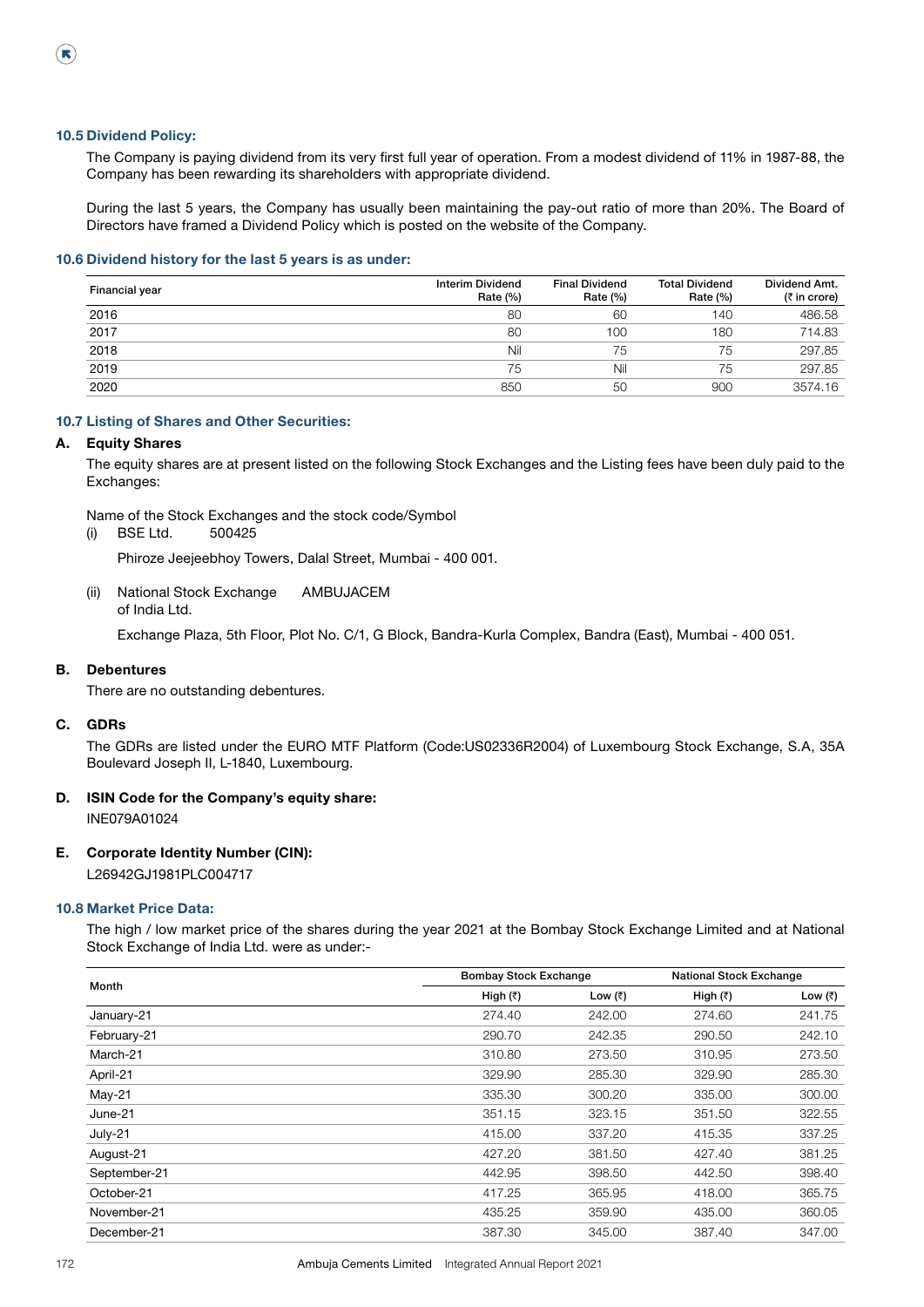### 10.5 Dividend Policy:

The Company is paying dividend from its very first full year of operation. From a modest dividend of 11% in 1987-88, the Company has been rewarding its shareholders with appropriate dividend.

During the last 5 years, the Company has usually been maintaining the pay-out ratio of more than 20%. The Board of Directors have framed a Dividend Policy which is posted on the website of the Company.

### 10.6 Dividend history for the last 5 years is as under:

| Financial year | Interim Dividend Rate (%) | Final Dividend Rate (%) | Total Dividend Rate (%) | Dividend Amt. (₹ in crore) |
|---|---|---|---|---|
| 2016 | 80 | 60 | 140 | 486.58 |
| 2017 | 80 | 100 | 180 | 714.83 |
| 2018 | Nil | 75 | 75 | 297.85 |
| 2019 | 75 | Nil | 75 | 297.85 |
| 2020 | 850 | 50 | 900 | 3574.16 |

### 10.7 Listing of Shares and Other Securities:

**A. Equity Shares**

The equity shares are at present listed on the following Stock Exchanges and the Listing fees have been duly paid to the Exchanges:

Name of the Stock Exchanges and the stock code/Symbol

(i) BSE Ltd. 500425

Phiroze Jeejeebhoy Towers, Dalal Street, Mumbai - 400 001.

(ii) National Stock Exchange of India Ltd. AMBUJACEM

Exchange Plaza, 5th Floor, Plot No. C/1, G Block, Bandra-Kurla Complex, Bandra (East), Mumbai - 400 051.

**B. Debentures**

There are no outstanding debentures.

**C. GDRs**

The GDRs are listed under the EURO MTF Platform (Code:US02336R2004) of Luxembourg Stock Exchange, S.A, 35A Boulevard Joseph II, L-1840, Luxembourg.

**D. ISIN Code for the Company's equity share:**

INE079A01024

**E. Corporate Identity Number (CIN):**

L26942GJ1981PLC004717

### 10.8 Market Price Data:

The high / low market price of the shares during the year 2021 at the Bombay Stock Exchange Limited and at National Stock Exchange of India Ltd. were as under:-

| Month | Bombay Stock Exchange | | National Stock Exchange | |
|---|---|---|---|---|
| | High (₹) | Low (₹) | High (₹) | Low (₹) |
| January-21 | 274.40 | 242.00 | 274.60 | 241.75 |
| February-21 | 290.70 | 242.35 | 290.50 | 242.10 |
| March-21 | 310.80 | 273.50 | 310.95 | 273.50 |
| April-21 | 329.90 | 285.30 | 329.90 | 285.30 |
| May-21 | 335.30 | 300.20 | 335.00 | 300.00 |
| June-21 | 351.15 | 323.15 | 351.50 | 322.55 |
| July-21 | 415.00 | 337.20 | 415.35 | 337.25 |
| August-21 | 427.20 | 381.50 | 427.40 | 381.25 |
| September-21 | 442.95 | 398.50 | 442.50 | 398.40 |
| October-21 | 417.25 | 365.95 | 418.00 | 365.75 |
| November-21 | 435.25 | 359.90 | 435.00 | 360.05 |
| December-21 | 387.30 | 345.00 | 387.40 | 347.00 |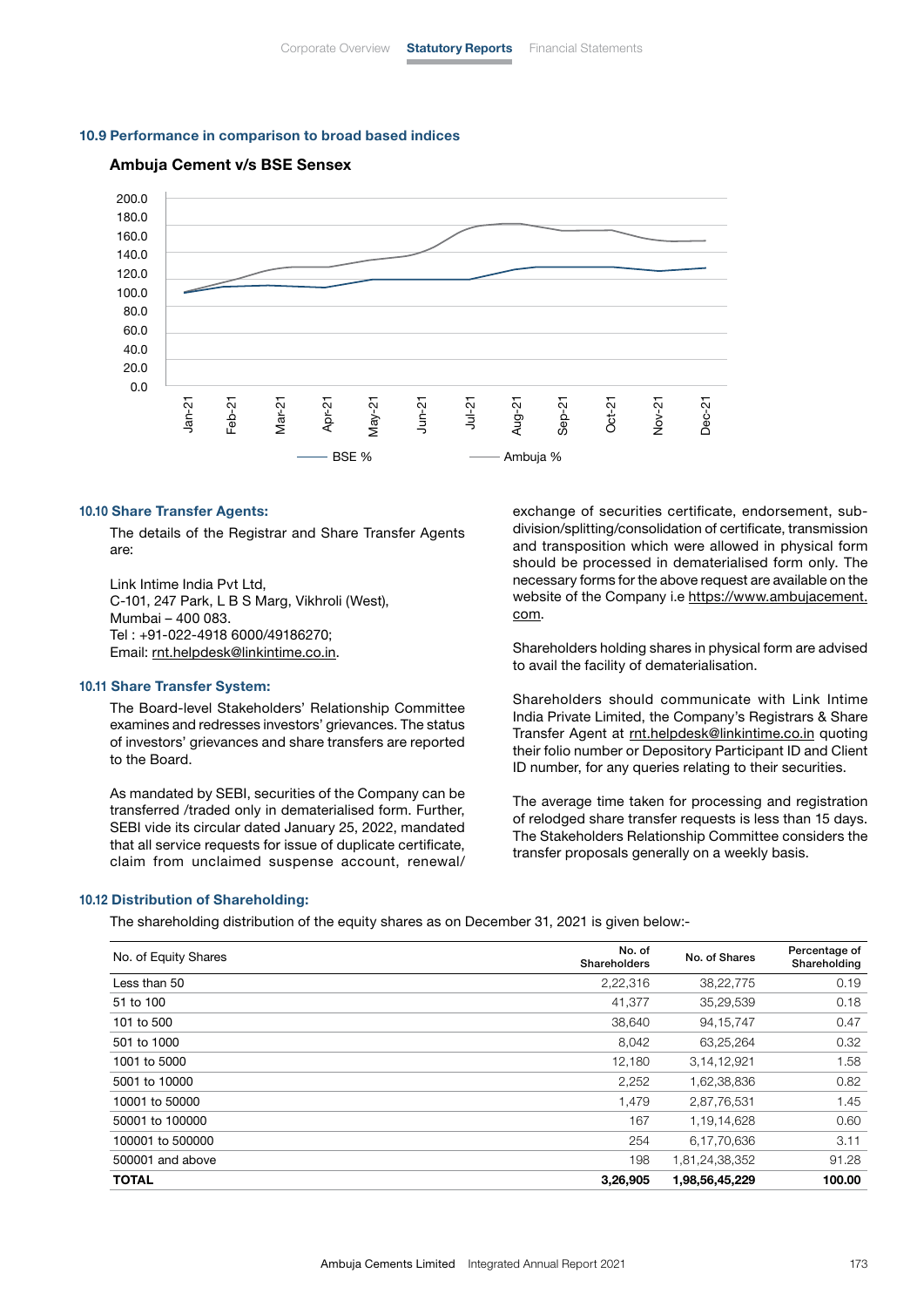### 10.9 Performance in comparison to broad based indices

**Ambuja Cement v/s BSE Sensex**

### 10.10 Share Transfer Agents:

The details of the Registrar and Share Transfer Agents are:

Link Intime India Pvt Ltd,
C-101, 247 Park, L B S Marg, Vikhroli (West),
Mumbai – 400 083.
Tel : +91-022-4918 6000/49186270;
Email: rnt.helpdesk@linkintime.co.in.

### 10.11 Share Transfer System:

The Board-level Stakeholders' Relationship Committee examines and redresses investors' grievances. The status of investors' grievances and share transfers are reported to the Board.

As mandated by SEBI, securities of the Company can be transferred /traded only in dematerialised form. Further, SEBI vide its circular dated January 25, 2022, mandated that all service requests for issue of duplicate certificate, claim from unclaimed suspense account, renewal/ exchange of securities certificate, endorsement, sub-division/splitting/consolidation of certificate, transmission and transposition which were allowed in physical form should be processed in dematerialised form only. The necessary forms for the above request are available on the website of the Company i.e https://www.ambujacement.com.

Shareholders holding shares in physical form are advised to avail the facility of dematerialisation.

Shareholders should communicate with Link Intime India Private Limited, the Company's Registrars & Share Transfer Agent at rnt.helpdesk@linkintime.co.in quoting their folio number or Depository Participant ID and Client ID number, for any queries relating to their securities.

The average time taken for processing and registration of relodged share transfer requests is less than 15 days. The Stakeholders Relationship Committee considers the transfer proposals generally on a weekly basis.

### 10.12 Distribution of Shareholding:

The shareholding distribution of the equity shares as on December 31, 2021 is given below:-

| No. of Equity Shares | No. of Shareholders | No. of Shares | Percentage of Shareholding |
|---|---|---|---|
| Less than 50 | 2,22,316 | 38,22,775 | 0.19 |
| 51 to 100 | 41,377 | 35,29,539 | 0.18 |
| 101 to 500 | 38,640 | 94,15,747 | 0.47 |
| 501 to 1000 | 8,042 | 63,25,264 | 0.32 |
| 1001 to 5000 | 12,180 | 3,14,12,921 | 1.58 |
| 5001 to 10000 | 2,252 | 1,62,38,836 | 0.82 |
| 10001 to 50000 | 1,479 | 2,87,76,531 | 1.45 |
| 50001 to 100000 | 167 | 1,19,14,628 | 0.60 |
| 100001 to 500000 | 254 | 6,17,70,636 | 3.11 |
| 500001 and above | 198 | 1,81,24,38,352 | 91.28 |
| **TOTAL** | **3,26,905** | **1,98,56,45,229** | **100.00** |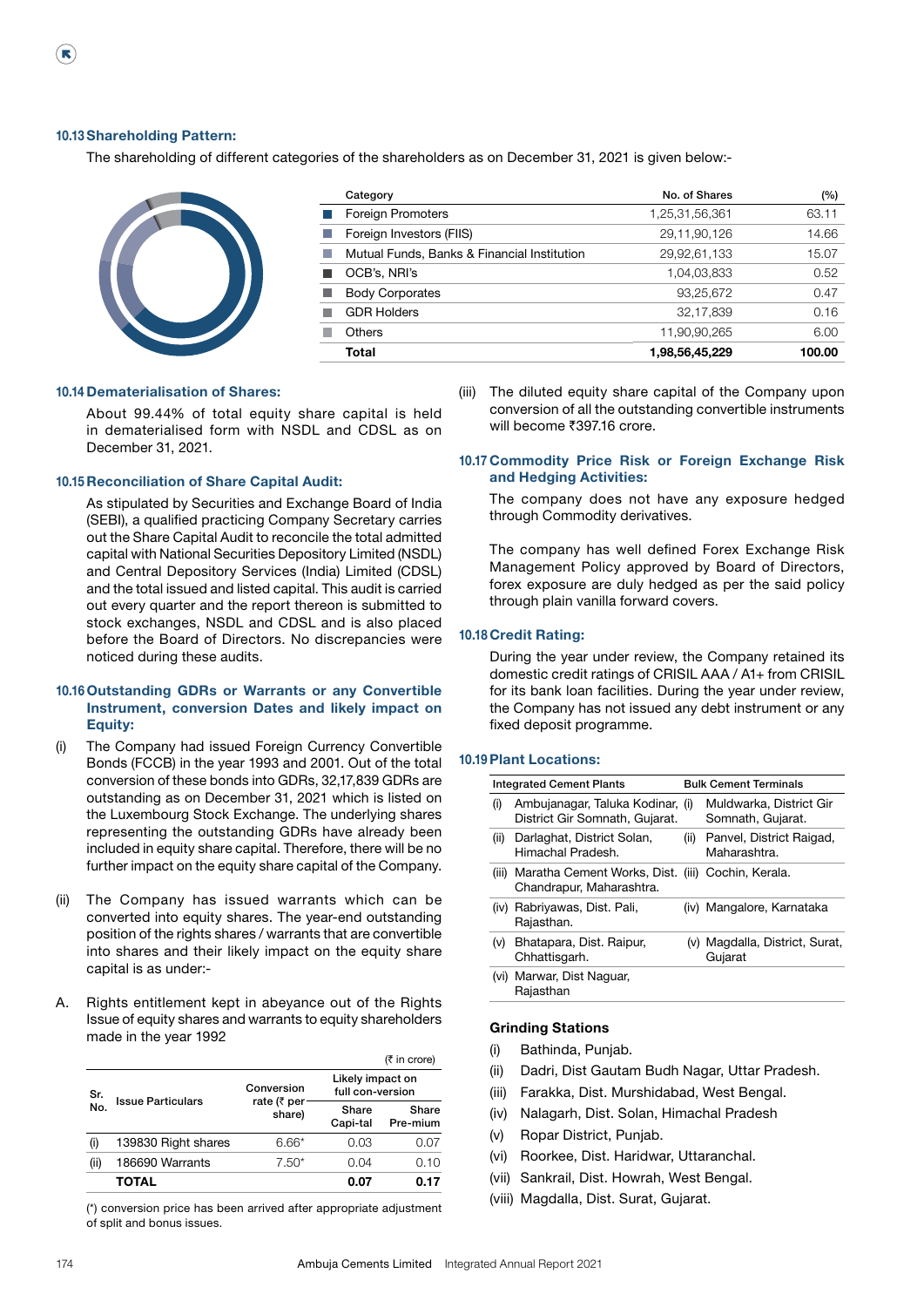### 10.13 Shareholding Pattern:

The shareholding of different categories of the shareholders as on December 31, 2021 is given below:-

| Category | No. of Shares | (%) |
|---|---|---|
| Foreign Promoters | 1,25,31,56,361 | 63.11 |
| Foreign Investors (FIIS) | 29,11,90,126 | 14.66 |
| Mutual Funds, Banks & Financial Institution | 29,92,61,133 | 15.07 |
| OCB's, NRI's | 1,04,03,833 | 0.52 |
| Body Corporates | 93,25,672 | 0.47 |
| GDR Holders | 32,17,839 | 0.16 |
| Others | 11,90,90,265 | 6.00 |
| **Total** | **1,98,56,45,229** | **100.00** |

### 10.14 Dematerialisation of Shares:

About 99.44% of total equity share capital is held in dematerialised form with NSDL and CDSL as on December 31, 2021.

### 10.15 Reconciliation of Share Capital Audit:

As stipulated by Securities and Exchange Board of India (SEBI), a qualified practicing Company Secretary carries out the Share Capital Audit to reconcile the total admitted capital with National Securities Depository Limited (NSDL) and Central Depository Services (India) Limited (CDSL) and the total issued and listed capital. This audit is carried out every quarter and the report thereon is submitted to stock exchanges, NSDL and CDSL and is also placed before the Board of Directors. No discrepancies were noticed during these audits.

### 10.16 Outstanding GDRs or Warrants or any Convertible Instrument, conversion Dates and likely impact on Equity:

(i) The Company had issued Foreign Currency Convertible Bonds (FCCB) in the year 1993 and 2001. Out of the total conversion of these bonds into GDRs, 32,17,839 GDRs are outstanding as on December 31, 2021 which is listed on the Luxembourg Stock Exchange. The underlying shares representing the outstanding GDRs have already been included in equity share capital. Therefore, there will be no further impact on the equity share capital of the Company.

(ii) The Company has issued warrants which can be converted into equity shares. The year-end outstanding position of the rights shares / warrants that are convertible into shares and their likely impact on the equity share capital is as under:-

A. Rights entitlement kept in abeyance out of the Rights Issue of equity shares and warrants to equity shareholders made in the year 1992

(₹ in crore)

| Sr. No. | Issue Particulars | Conversion rate (₹ per share) | Likely impact on full con-version | |
|---|---|---|---|---|
| | | | Share Capi-tal | Share Pre-mium |
| (i) | 139830 Right shares | 6.66* | 0.03 | 0.07 |
| (ii) | 186690 Warrants | 7.50* | 0.04 | 0.10 |
| | **TOTAL** | | **0.07** | **0.17** |

(*) conversion price has been arrived after appropriate adjustment of split and bonus issues.

(iii) The diluted equity share capital of the Company upon conversion of all the outstanding convertible instruments will become ₹397.16 crore.

### 10.17 Commodity Price Risk or Foreign Exchange Risk and Hedging Activities:

The company does not have any exposure hedged through Commodity derivatives.

The company has well defined Forex Exchange Risk Management Policy approved by Board of Directors, forex exposure are duly hedged as per the said policy through plain vanilla forward covers.

### 10.18 Credit Rating:

During the year under review, the Company retained its domestic credit ratings of CRISIL AAA / A1+ from CRISIL for its bank loan facilities. During the year under review, the Company has not issued any debt instrument or any fixed deposit programme.

### 10.19 Plant Locations:

| Integrated Cement Plants | Bulk Cement Terminals |
|---|---|
| (i) Ambujanagar, Taluka Kodinar, District Gir Somnath, Gujarat. | (i) Muldwarka, District Gir Somnath, Gujarat. |
| (ii) Darlaghat, District Solan, Himachal Pradesh. | (ii) Panvel, District Raigad, Maharashtra. |
| (iii) Maratha Cement Works, Dist. Chandrapur, Maharashtra. | (iii) Cochin, Kerala. |
| (iv) Rabriyawas, Dist. Pali, Rajasthan. | (iv) Mangalore, Karnataka |
| (v) Bhatapara, Dist. Raipur, Chhattisgarh. | (v) Magdalla, District, Surat, Gujarat |
| (vi) Marwar, Dist Naguar, Rajasthan | |

**Grinding Stations**

(i) Bathinda, Punjab.
(ii) Dadri, Dist Gautam Budh Nagar, Uttar Pradesh.
(iii) Farakka, Dist. Murshidabad, West Bengal.
(iv) Nalagarh, Dist. Solan, Himachal Pradesh
(v) Ropar District, Punjab.
(vi) Roorkee, Dist. Haridwar, Uttaranchal.
(vii) Sankrail, Dist. Howrah, West Bengal.
(viii) Magdalla, Dist. Surat, Gujarat.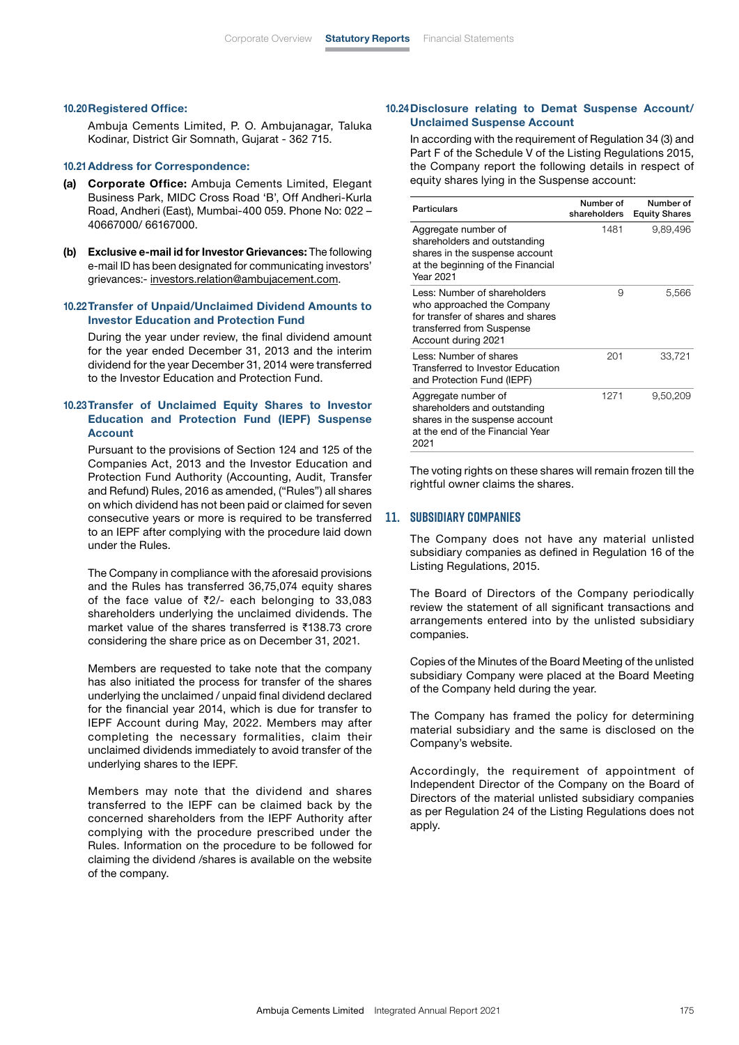### 10.20 Registered Office:

Ambuja Cements Limited, P. O. Ambujanagar, Taluka Kodinar, District Gir Somnath, Gujarat - 362 715.

### 10.21 Address for Correspondence:

**(a) Corporate Office:** Ambuja Cements Limited, Elegant Business Park, MIDC Cross Road 'B', Off Andheri-Kurla Road, Andheri (East), Mumbai-400 059. Phone No: 022 – 40667000/ 66167000.

**(b) Exclusive e-mail id for Investor Grievances:** The following e-mail ID has been designated for communicating investors' grievances:- investors.relation@ambujacement.com.

### 10.22 Transfer of Unpaid/Unclaimed Dividend Amounts to Investor Education and Protection Fund

During the year under review, the final dividend amount for the year ended December 31, 2013 and the interim dividend for the year December 31, 2014 were transferred to the Investor Education and Protection Fund.

### 10.23 Transfer of Unclaimed Equity Shares to Investor Education and Protection Fund (IEPF) Suspense Account

Pursuant to the provisions of Section 124 and 125 of the Companies Act, 2013 and the Investor Education and Protection Fund Authority (Accounting, Audit, Transfer and Refund) Rules, 2016 as amended, ("Rules") all shares on which dividend has not been paid or claimed for seven consecutive years or more is required to be transferred to an IEPF after complying with the procedure laid down under the Rules.

The Company in compliance with the aforesaid provisions and the Rules has transferred 36,75,074 equity shares of the face value of ₹2/- each belonging to 33,083 shareholders underlying the unclaimed dividends. The market value of the shares transferred is ₹138.73 crore considering the share price as on December 31, 2021.

Members are requested to take note that the company has also initiated the process for transfer of the shares underlying the unclaimed / unpaid final dividend declared for the financial year 2014, which is due for transfer to IEPF Account during May, 2022. Members may after completing the necessary formalities, claim their unclaimed dividends immediately to avoid transfer of the underlying shares to the IEPF.

Members may note that the dividend and shares transferred to the IEPF can be claimed back by the concerned shareholders from the IEPF Authority after complying with the procedure prescribed under the Rules. Information on the procedure to be followed for claiming the dividend /shares is available on the website of the company.

### 10.24 Disclosure relating to Demat Suspense Account/ Unclaimed Suspense Account

In according with the requirement of Regulation 34 (3) and Part F of the Schedule V of the Listing Regulations 2015, the Company report the following details in respect of equity shares lying in the Suspense account:

| Particulars | Number of shareholders | Number of Equity Shares |
|---|---|---|
| Aggregate number of shareholders and outstanding shares in the suspense account at the beginning of the Financial Year 2021 | 1481 | 9,89,496 |
| Less: Number of shareholders who approached the Company for transfer of shares and shares transferred from Suspense Account during 2021 | 9 | 5,566 |
| Less: Number of shares Transferred to Investor Education and Protection Fund (IEPF) | 201 | 33,721 |
| Aggregate number of shareholders and outstanding shares in the suspense account at the end of the Financial Year 2021 | 1271 | 9,50,209 |

The voting rights on these shares will remain frozen till the rightful owner claims the shares.

## 11. SUBSIDIARY COMPANIES

The Company does not have any material unlisted subsidiary companies as defined in Regulation 16 of the Listing Regulations, 2015.

The Board of Directors of the Company periodically review the statement of all significant transactions and arrangements entered into by the unlisted subsidiary companies.

Copies of the Minutes of the Board Meeting of the unlisted subsidiary Company were placed at the Board Meeting of the Company held during the year.

The Company has framed the policy for determining material subsidiary and the same is disclosed on the Company's website.

Accordingly, the requirement of appointment of Independent Director of the Company on the Board of Directors of the material unlisted subsidiary companies as per Regulation 24 of the Listing Regulations does not apply.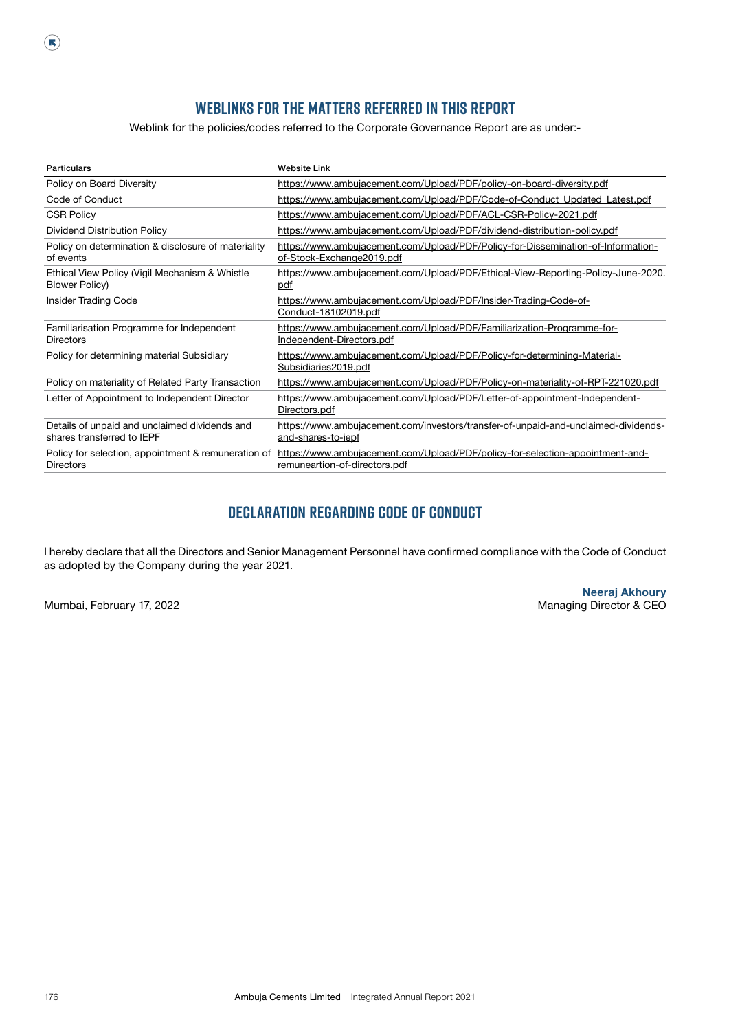## WEBLINKS FOR THE MATTERS REFERRED IN THIS REPORT

Weblink for the policies/codes referred to the Corporate Governance Report are as under:-

| Particulars | Website Link |
|---|---|
| Policy on Board Diversity | https://www.ambujacement.com/Upload/PDF/policy-on-board-diversity.pdf |
| Code of Conduct | https://www.ambujacement.com/Upload/PDF/Code-of-Conduct_Updated_Latest.pdf |
| CSR Policy | https://www.ambujacement.com/Upload/PDF/ACL-CSR-Policy-2021.pdf |
| Dividend Distribution Policy | https://www.ambujacement.com/Upload/PDF/dividend-distribution-policy.pdf |
| Policy on determination & disclosure of materiality of events | https://www.ambujacement.com/Upload/PDF/Policy-for-Dissemination-of-Information-of-Stock-Exchange2019.pdf |
| Ethical View Policy (Vigil Mechanism & Whistle Blower Policy) | https://www.ambujacement.com/Upload/PDF/Ethical-View-Reporting-Policy-June-2020.pdf |
| Insider Trading Code | https://www.ambujacement.com/Upload/PDF/Insider-Trading-Code-of-Conduct-18102019.pdf |
| Familiarisation Programme for Independent Directors | https://www.ambujacement.com/Upload/PDF/Familiarization-Programme-for-Independent-Directors.pdf |
| Policy for determining material Subsidiary | https://www.ambujacement.com/Upload/PDF/Policy-for-determining-Material-Subsidiaries2019.pdf |
| Policy on materiality of Related Party Transaction | https://www.ambujacement.com/Upload/PDF/Policy-on-materiality-of-RPT-221020.pdf |
| Letter of Appointment to Independent Director | https://www.ambujacement.com/Upload/PDF/Letter-of-appointment-Independent-Directors.pdf |
| Details of unpaid and unclaimed dividends and shares transferred to IEPF | https://www.ambujacement.com/investors/transfer-of-unpaid-and-unclaimed-dividends-and-shares-to-iepf |
| Policy for selection, appointment & remuneration of Directors | https://www.ambujacement.com/Upload/PDF/policy-for-selection-appointment-and-remuneartion-of-directors.pdf |

## DECLARATION REGARDING CODE OF CONDUCT

I hereby declare that all the Directors and Senior Management Personnel have confirmed compliance with the Code of Conduct as adopted by the Company during the year 2021.

Mumbai, February 17, 2022

**Neeraj Akhoury**
Managing Director & CEO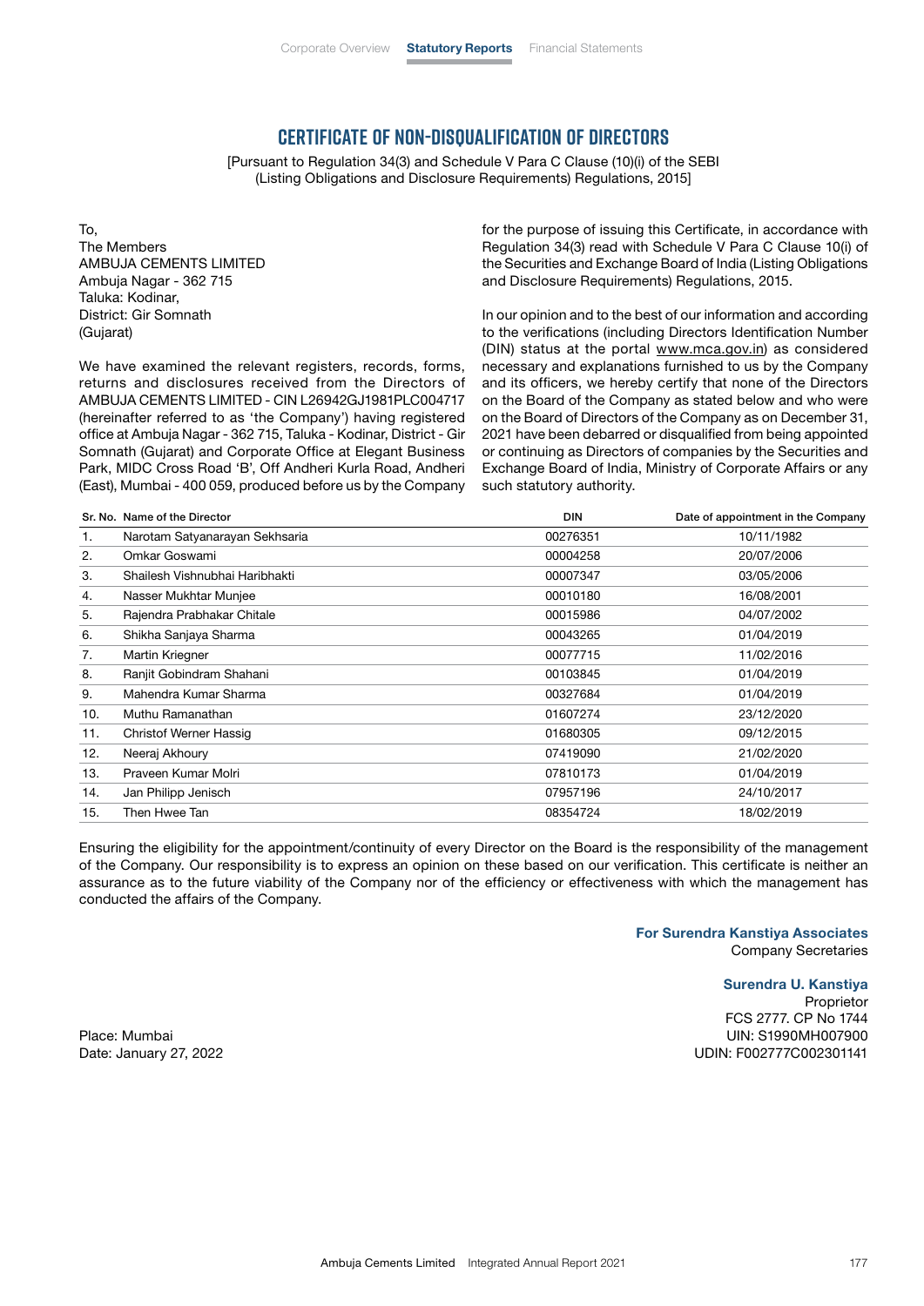# CERTIFICATE OF NON-DISQUALIFICATION OF DIRECTORS

[Pursuant to Regulation 34(3) and Schedule V Para C Clause (10)(i) of the SEBI (Listing Obligations and Disclosure Requirements) Regulations, 2015]

To,
The Members
AMBUJA CEMENTS LIMITED
Ambuja Nagar - 362 715
Taluka: Kodinar,
District: Gir Somnath
(Gujarat)

We have examined the relevant registers, records, forms, returns and disclosures received from the Directors of AMBUJA CEMENTS LIMITED - CIN L26942GJ1981PLC004717 (hereinafter referred to as 'the Company') having registered office at Ambuja Nagar - 362 715, Taluka - Kodinar, District - Gir Somnath (Gujarat) and Corporate Office at Elegant Business Park, MIDC Cross Road 'B', Off Andheri Kurla Road, Andheri (East), Mumbai - 400 059, produced before us by the Company for the purpose of issuing this Certificate, in accordance with Regulation 34(3) read with Schedule V Para C Clause 10(i) of the Securities and Exchange Board of India (Listing Obligations and Disclosure Requirements) Regulations, 2015.

In our opinion and to the best of our information and according to the verifications (including Directors Identification Number (DIN) status at the portal www.mca.gov.in) as considered necessary and explanations furnished to us by the Company and its officers, we hereby certify that none of the Directors on the Board of the Company as stated below and who were on the Board of Directors of the Company as on December 31, 2021 have been debarred or disqualified from being appointed or continuing as Directors of companies by the Securities and Exchange Board of India, Ministry of Corporate Affairs or any such statutory authority.

| Sr. No. | Name of the Director | DIN | Date of appointment in the Company |
|---|---|---|---|
| 1. | Narotam Satyanarayan Sekhsaria | 00276351 | 10/11/1982 |
| 2. | Omkar Goswami | 00004258 | 20/07/2006 |
| 3. | Shailesh Vishnubhai Haribhakti | 00007347 | 03/05/2006 |
| 4. | Nasser Mukhtar Munjee | 00010180 | 16/08/2001 |
| 5. | Rajendra Prabhakar Chitale | 00015986 | 04/07/2002 |
| 6. | Shikha Sanjaya Sharma | 00043265 | 01/04/2019 |
| 7. | Martin Kriegner | 00077715 | 11/02/2016 |
| 8. | Ranjit Gobindram Shahani | 00103845 | 01/04/2019 |
| 9. | Mahendra Kumar Sharma | 00327684 | 01/04/2019 |
| 10. | Muthu Ramanathan | 01607274 | 23/12/2020 |
| 11. | Christof Werner Hassig | 01680305 | 09/12/2015 |
| 12. | Neeraj Akhoury | 07419090 | 21/02/2020 |
| 13. | Praveen Kumar Molri | 07810173 | 01/04/2019 |
| 14. | Jan Philipp Jenisch | 07957196 | 24/10/2017 |
| 15. | Then Hwee Tan | 08354724 | 18/02/2019 |

Ensuring the eligibility for the appointment/continuity of every Director on the Board is the responsibility of the management of the Company. Our responsibility is to express an opinion on these based on our verification. This certificate is neither an assurance as to the future viability of the Company nor of the efficiency or effectiveness with which the management has conducted the affairs of the Company.

**For Surendra Kanstiya Associates**
Company Secretaries

**Surendra U. Kanstiya**
Proprietor
FCS 2777. CP No 1744
UIN: S1990MH007900
UDIN: F002777C002301141

Place: Mumbai
Date: January 27, 2022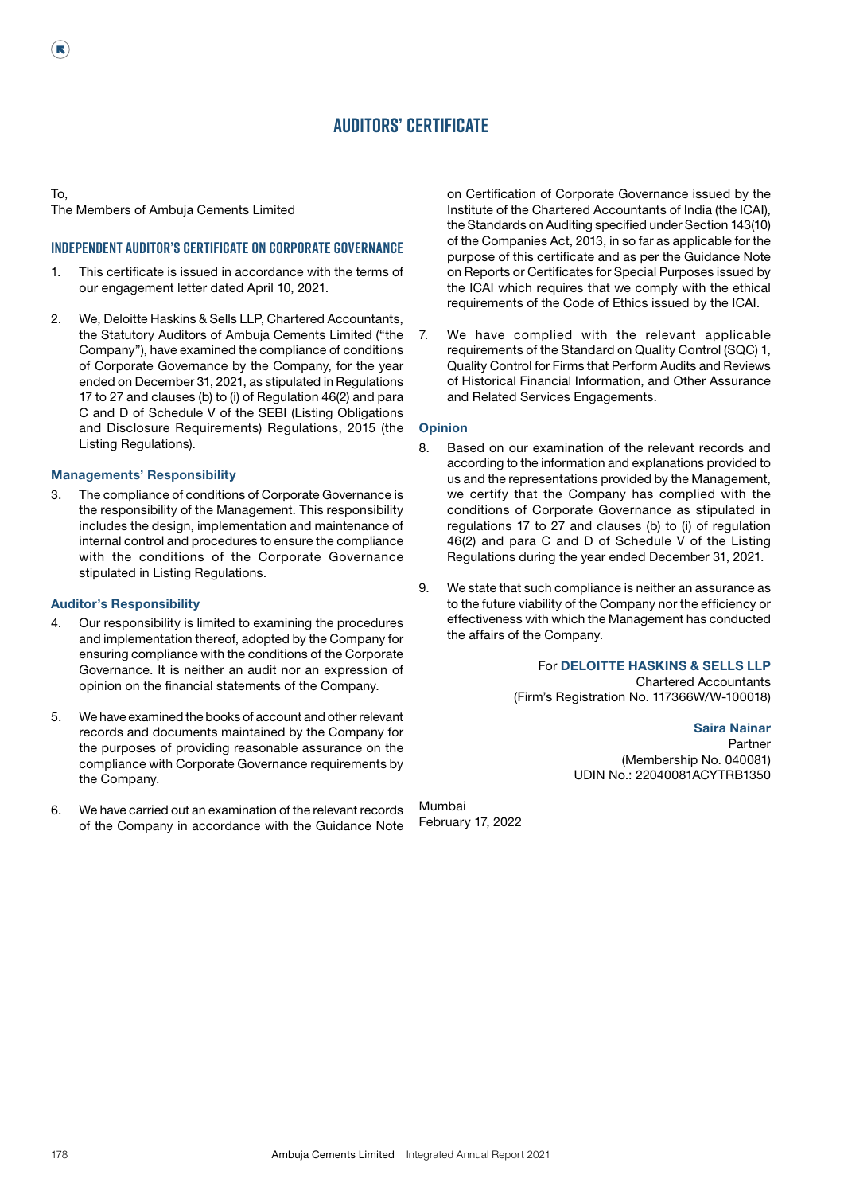# AUDITORS' CERTIFICATE

To,
The Members of Ambuja Cements Limited

## INDEPENDENT AUDITOR'S CERTIFICATE ON CORPORATE GOVERNANCE

1. This certificate is issued in accordance with the terms of our engagement letter dated April 10, 2021.

2. We, Deloitte Haskins & Sells LLP, Chartered Accountants, the Statutory Auditors of Ambuja Cements Limited ("the Company"), have examined the compliance of conditions of Corporate Governance by the Company, for the year ended on December 31, 2021, as stipulated in Regulations 17 to 27 and clauses (b) to (i) of Regulation 46(2) and para C and D of Schedule V of the SEBI (Listing Obligations and Disclosure Requirements) Regulations, 2015 (the Listing Regulations).

### Managements' Responsibility

3. The compliance of conditions of Corporate Governance is the responsibility of the Management. This responsibility includes the design, implementation and maintenance of internal control and procedures to ensure the compliance with the conditions of the Corporate Governance stipulated in Listing Regulations.

### Auditor's Responsibility

4. Our responsibility is limited to examining the procedures and implementation thereof, adopted by the Company for ensuring compliance with the conditions of the Corporate Governance. It is neither an audit nor an expression of opinion on the financial statements of the Company.

5. We have examined the books of account and other relevant records and documents maintained by the Company for the purposes of providing reasonable assurance on the compliance with Corporate Governance requirements by the Company.

6. We have carried out an examination of the relevant records of the Company in accordance with the Guidance Note on Certification of Corporate Governance issued by the Institute of the Chartered Accountants of India (the ICAI), the Standards on Auditing specified under Section 143(10) of the Companies Act, 2013, in so far as applicable for the purpose of this certificate and as per the Guidance Note on Reports or Certificates for Special Purposes issued by the ICAI which requires that we comply with the ethical requirements of the Code of Ethics issued by the ICAI.

7. We have complied with the relevant applicable requirements of the Standard on Quality Control (SQC) 1, Quality Control for Firms that Perform Audits and Reviews of Historical Financial Information, and Other Assurance and Related Services Engagements.

### Opinion

8. Based on our examination of the relevant records and according to the information and explanations provided to us and the representations provided by the Management, we certify that the Company has complied with the conditions of Corporate Governance as stipulated in regulations 17 to 27 and clauses (b) to (i) of regulation 46(2) and para C and D of Schedule V of the Listing Regulations during the year ended December 31, 2021.

9. We state that such compliance is neither an assurance as to the future viability of the Company nor the efficiency or effectiveness with which the Management has conducted the affairs of the Company.

For **DELOITTE HASKINS & SELLS LLP**
Chartered Accountants
(Firm's Registration No. 117366W/W-100018)

**Saira Nainar**
Partner
(Membership No. 040081)
UDIN No.: 22040081ACYTRB1350

Mumbai
February 17, 2022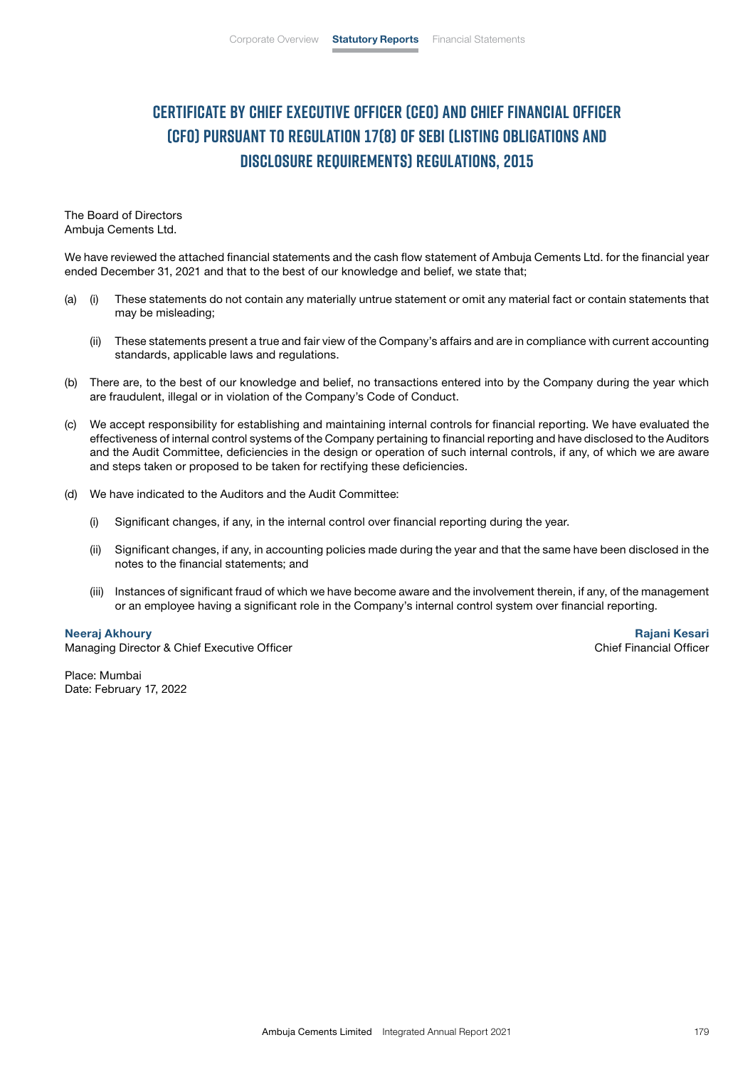# CERTIFICATE BY CHIEF EXECUTIVE OFFICER (CEO) AND CHIEF FINANCIAL OFFICER (CFO) PURSUANT TO REGULATION 17(8) OF SEBI (LISTING OBLIGATIONS AND DISCLOSURE REQUIREMENTS) REGULATIONS, 2015

The Board of Directors
Ambuja Cements Ltd.

We have reviewed the attached financial statements and the cash flow statement of Ambuja Cements Ltd. for the financial year ended December 31, 2021 and that to the best of our knowledge and belief, we state that;

(a) (i) These statements do not contain any materially untrue statement or omit any material fact or contain statements that may be misleading;

(ii) These statements present a true and fair view of the Company's affairs and are in compliance with current accounting standards, applicable laws and regulations.

(b) There are, to the best of our knowledge and belief, no transactions entered into by the Company during the year which are fraudulent, illegal or in violation of the Company's Code of Conduct.

(c) We accept responsibility for establishing and maintaining internal controls for financial reporting. We have evaluated the effectiveness of internal control systems of the Company pertaining to financial reporting and have disclosed to the Auditors and the Audit Committee, deficiencies in the design or operation of such internal controls, if any, of which we are aware and steps taken or proposed to be taken for rectifying these deficiencies.

(d) We have indicated to the Auditors and the Audit Committee:

(i) Significant changes, if any, in the internal control over financial reporting during the year.

(ii) Significant changes, if any, in accounting policies made during the year and that the same have been disclosed in the notes to the financial statements; and

(iii) Instances of significant fraud of which we have become aware and the involvement therein, if any, of the management or an employee having a significant role in the Company's internal control system over financial reporting.

**Neeraj Akhoury**
Managing Director & Chief Executive Officer

**Rajani Kesari**
Chief Financial Officer

Place: Mumbai
Date: February 17, 2022